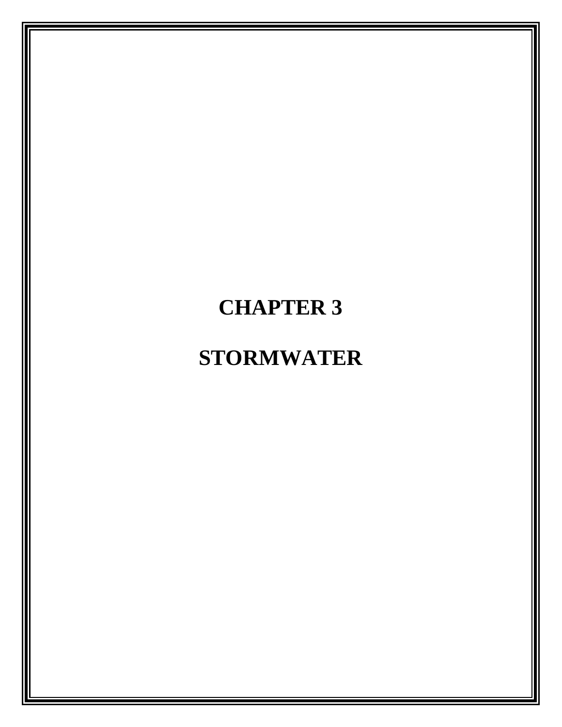# CHAPTER 3

# STORMWATER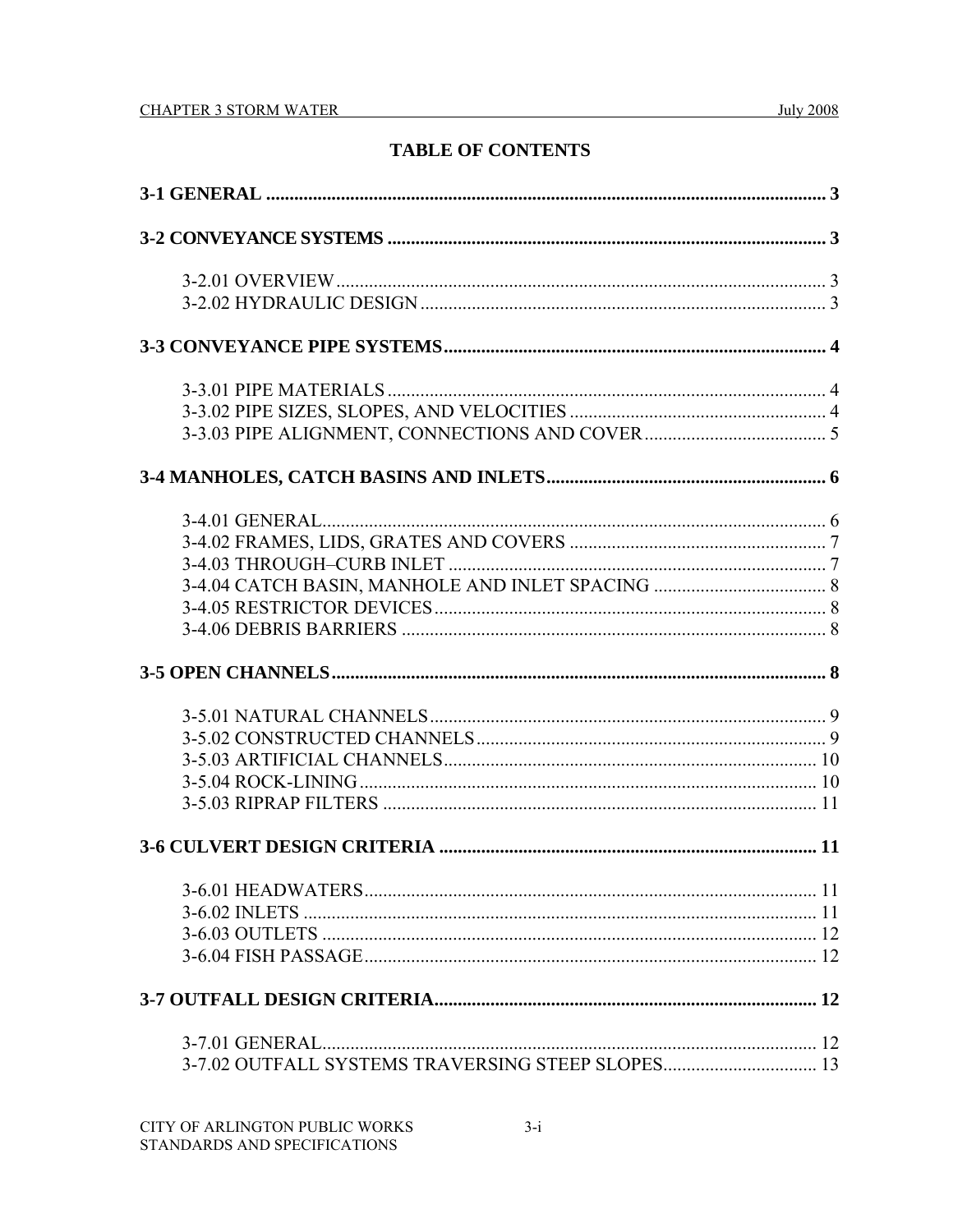# TABLE OF CONTENTS

**3-1 GENERAL** ........................................................................................................ 3

**3-2 CONVEYANCE SYSTEMS** .............................................................................. 3

3-2.01 OVERVIEW ........................................................................................................ 3
3-2.02 HYDRAULIC DESIGN ....................................................................................... 3

**3-3 CONVEYANCE PIPE SYSTEMS** ...................................................................... 4

3-3.01 PIPE MATERIALS ............................................................................................. 4
3-3.02 PIPE SIZES, SLOPES, AND VELOCITIES ....................................................... 4
3-3.03 PIPE ALIGNMENT, CONNECTIONS AND COVER ....................................... 5

**3-4 MANHOLES, CATCH BASINS AND INLETS** ................................................ 6

3-4.01 GENERAL .......................................................................................................... 6
3-4.02 FRAMES, LIDS, GRATES AND COVERS ....................................................... 7
3-4.03 THROUGH–CURB INLET ................................................................................ 7
3-4.04 CATCH BASIN, MANHOLE AND INLET SPACING ..................................... 8
3-4.05 RESTRICTOR DEVICES ................................................................................... 8
3-4.06 DEBRIS BARRIERS .......................................................................................... 8

**3-5 OPEN CHANNELS** ............................................................................................ 8

3-5.01 NATURAL CHANNELS .................................................................................... 9
3-5.02 CONSTRUCTED CHANNELS .......................................................................... 9
3-5.03 ARTIFICIAL CHANNELS ................................................................................. 10
3-5.04 ROCK-LINING .................................................................................................. 10
3-5.03 RIPRAP FILTERS ............................................................................................. 11

**3-6 CULVERT DESIGN CRITERIA** ...................................................................... 11

3-6.01 HEADWATERS ................................................................................................. 11
3-6.02 INLETS .............................................................................................................. 11
3-6.03 OUTLETS .......................................................................................................... 12
3-6.04 FISH PASSAGE ................................................................................................. 12

**3-7 OUTFALL DESIGN CRITERIA** ...................................................................... 12

3-7.01 GENERAL .......................................................................................................... 12
3-7.02 OUTFALL SYSTEMS TRAVERSING STEEP SLOPES ................................. 13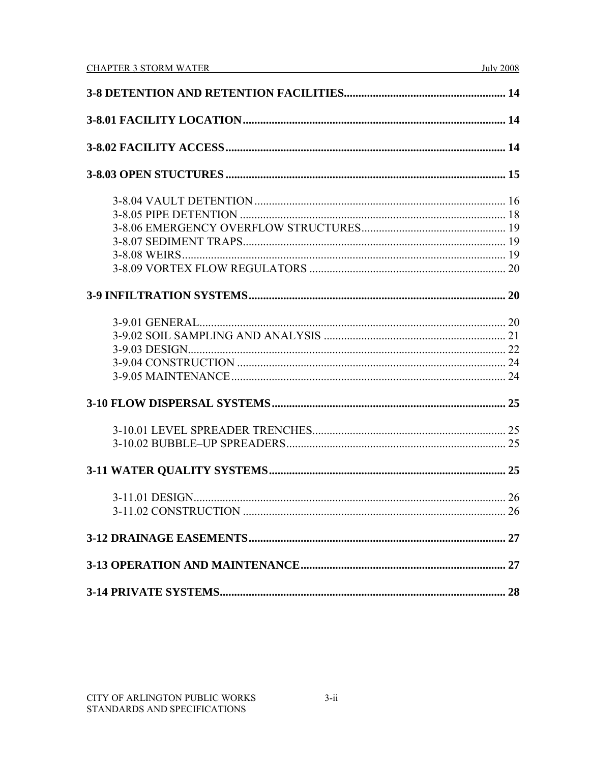**3-8 DETENTION AND RETENTION FACILITIES........................................................ 14**

**3-8.01 FACILITY LOCATION.......................................................................................... 14**

**3-8.02 FACILITY ACCESS................................................................................................ 14**

**3-8.03 OPEN STUCTURES ................................................................................................ 15**

- 3-8.04 VAULT DETENTION ...................................................................................... 16
- 3-8.05 PIPE DETENTION ........................................................................................... 18
- 3-8.06 EMERGENCY OVERFLOW STRUCTURES................................................. 19
- 3-8.07 SEDIMENT TRAPS.......................................................................................... 19
- 3-8.08 WEIRS............................................................................................................... 19
- 3-8.09 VORTEX FLOW REGULATORS ................................................................... 20

**3-9 INFILTRATION SYSTEMS......................................................................................... 20**

- 3-9.01 GENERAL......................................................................................................... 20
- 3-9.02 SOIL SAMPLING AND ANALYSIS .............................................................. 21
- 3-9.03 DESIGN............................................................................................................. 22
- 3-9.04 CONSTRUCTION ............................................................................................ 24
- 3-9.05 MAINTENANCE.............................................................................................. 24

**3-10 FLOW DISPERSAL SYSTEMS................................................................................. 25**

- 3-10.01 LEVEL SPREADER TRENCHES................................................................... 25
- 3-10.02 BUBBLE–UP SPREADERS........................................................................... 25

**3-11 WATER QUALITY SYSTEMS.................................................................................. 25**

- 3-11.01 DESIGN........................................................................................................... 26
- 3-11.02 CONSTRUCTION .......................................................................................... 26

**3-12 DRAINAGE EASEMENTS......................................................................................... 27**

**3-13 OPERATION AND MAINTENANCE....................................................................... 27**

**3-14 PRIVATE SYSTEMS................................................................................................... 28**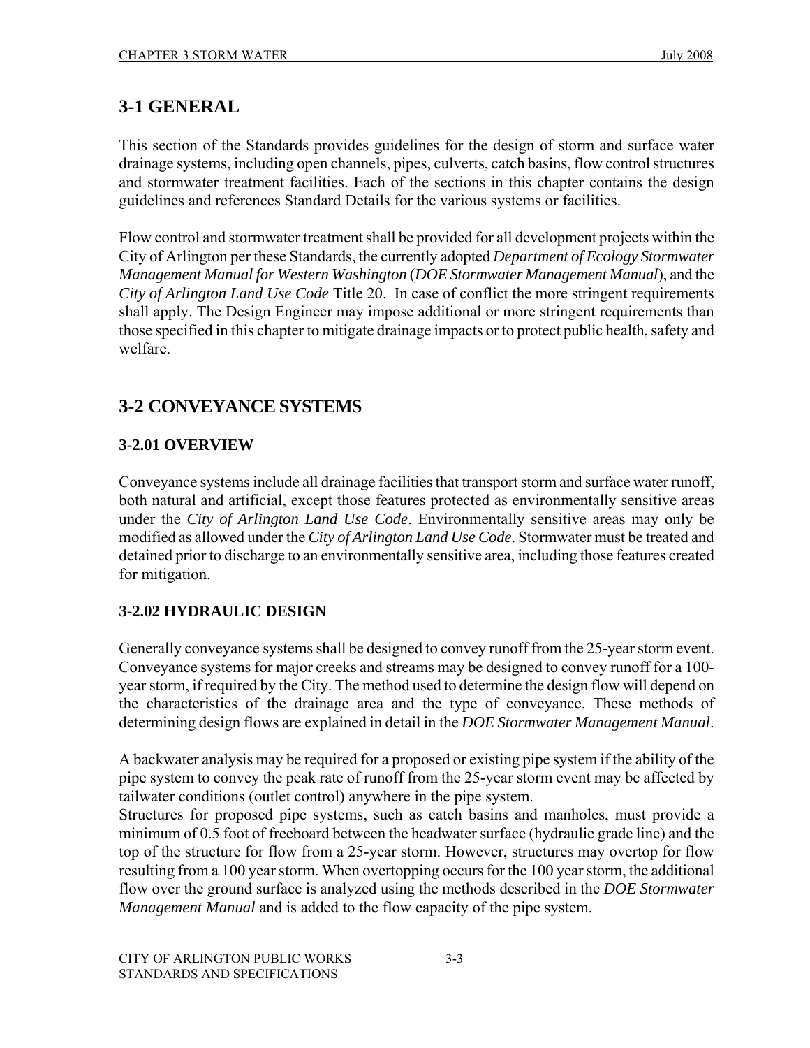## 3-1 GENERAL

This section of the Standards provides guidelines for the design of storm and surface water drainage systems, including open channels, pipes, culverts, catch basins, flow control structures and stormwater treatment facilities. Each of the sections in this chapter contains the design guidelines and references Standard Details for the various systems or facilities.

Flow control and stormwater treatment shall be provided for all development projects within the City of Arlington per these Standards, the currently adopted *Department of Ecology Stormwater Management Manual for Western Washington* (*DOE Stormwater Management Manual*), and the *City of Arlington Land Use Code* Title 20. In case of conflict the more stringent requirements shall apply. The Design Engineer may impose additional or more stringent requirements than those specified in this chapter to mitigate drainage impacts or to protect public health, safety and welfare.

## 3-2 CONVEYANCE SYSTEMS

### 3-2.01 OVERVIEW

Conveyance systems include all drainage facilities that transport storm and surface water runoff, both natural and artificial, except those features protected as environmentally sensitive areas under the *City of Arlington Land Use Code*. Environmentally sensitive areas may only be modified as allowed under the *City of Arlington Land Use Code*. Stormwater must be treated and detained prior to discharge to an environmentally sensitive area, including those features created for mitigation.

### 3-2.02 HYDRAULIC DESIGN

Generally conveyance systems shall be designed to convey runoff from the 25-year storm event. Conveyance systems for major creeks and streams may be designed to convey runoff for a 100-year storm, if required by the City. The method used to determine the design flow will depend on the characteristics of the drainage area and the type of conveyance. These methods of determining design flows are explained in detail in the *DOE Stormwater Management Manual*.

A backwater analysis may be required for a proposed or existing pipe system if the ability of the pipe system to convey the peak rate of runoff from the 25-year storm event may be affected by tailwater conditions (outlet control) anywhere in the pipe system.
Structures for proposed pipe systems, such as catch basins and manholes, must provide a minimum of 0.5 foot of freeboard between the headwater surface (hydraulic grade line) and the top of the structure for flow from a 25-year storm. However, structures may overtop for flow resulting from a 100 year storm. When overtopping occurs for the 100 year storm, the additional flow over the ground surface is analyzed using the methods described in the *DOE Stormwater Management Manual* and is added to the flow capacity of the pipe system.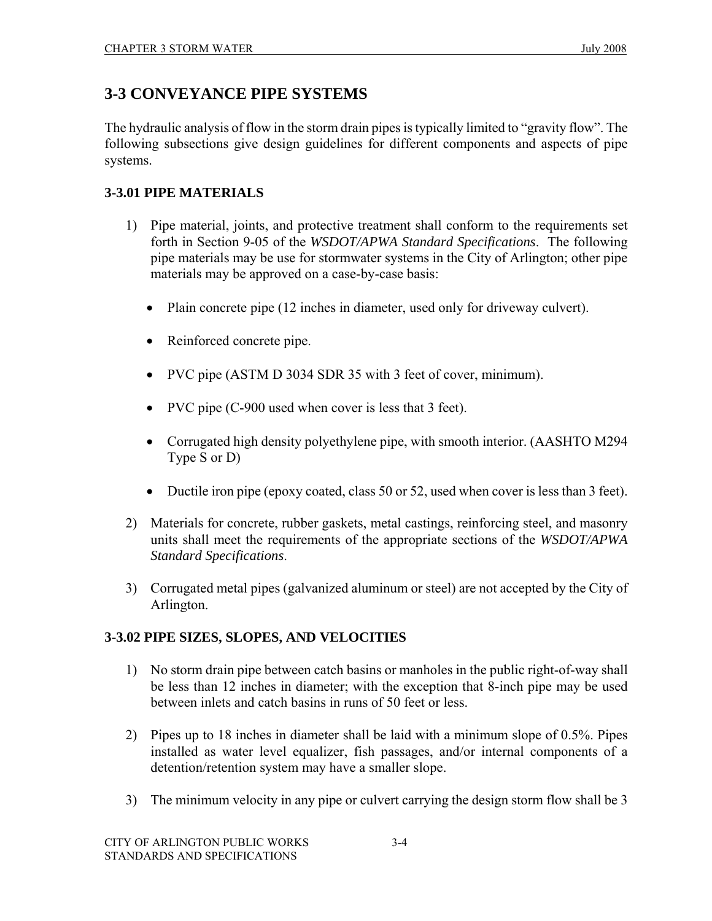## 3-3 CONVEYANCE PIPE SYSTEMS

The hydraulic analysis of flow in the storm drain pipes is typically limited to "gravity flow". The following subsections give design guidelines for different components and aspects of pipe systems.

### 3-3.01 PIPE MATERIALS

1) Pipe material, joints, and protective treatment shall conform to the requirements set forth in Section 9-05 of the *WSDOT/APWA Standard Specifications*. The following pipe materials may be use for stormwater systems in the City of Arlington; other pipe materials may be approved on a case-by-case basis:

    - Plain concrete pipe (12 inches in diameter, used only for driveway culvert).
    - Reinforced concrete pipe.
    - PVC pipe (ASTM D 3034 SDR 35 with 3 feet of cover, minimum).
    - PVC pipe (C-900 used when cover is less that 3 feet).
    - Corrugated high density polyethylene pipe, with smooth interior. (AASHTO M294 Type S or D)
    - Ductile iron pipe (epoxy coated, class 50 or 52, used when cover is less than 3 feet).

2) Materials for concrete, rubber gaskets, metal castings, reinforcing steel, and masonry units shall meet the requirements of the appropriate sections of the *WSDOT/APWA Standard Specifications*.

3) Corrugated metal pipes (galvanized aluminum or steel) are not accepted by the City of Arlington.

### 3-3.02 PIPE SIZES, SLOPES, AND VELOCITIES

1) No storm drain pipe between catch basins or manholes in the public right-of-way shall be less than 12 inches in diameter; with the exception that 8-inch pipe may be used between inlets and catch basins in runs of 50 feet or less.

2) Pipes up to 18 inches in diameter shall be laid with a minimum slope of 0.5%. Pipes installed as water level equalizer, fish passages, and/or internal components of a detention/retention system may have a smaller slope.

3) The minimum velocity in any pipe or culvert carrying the design storm flow shall be 3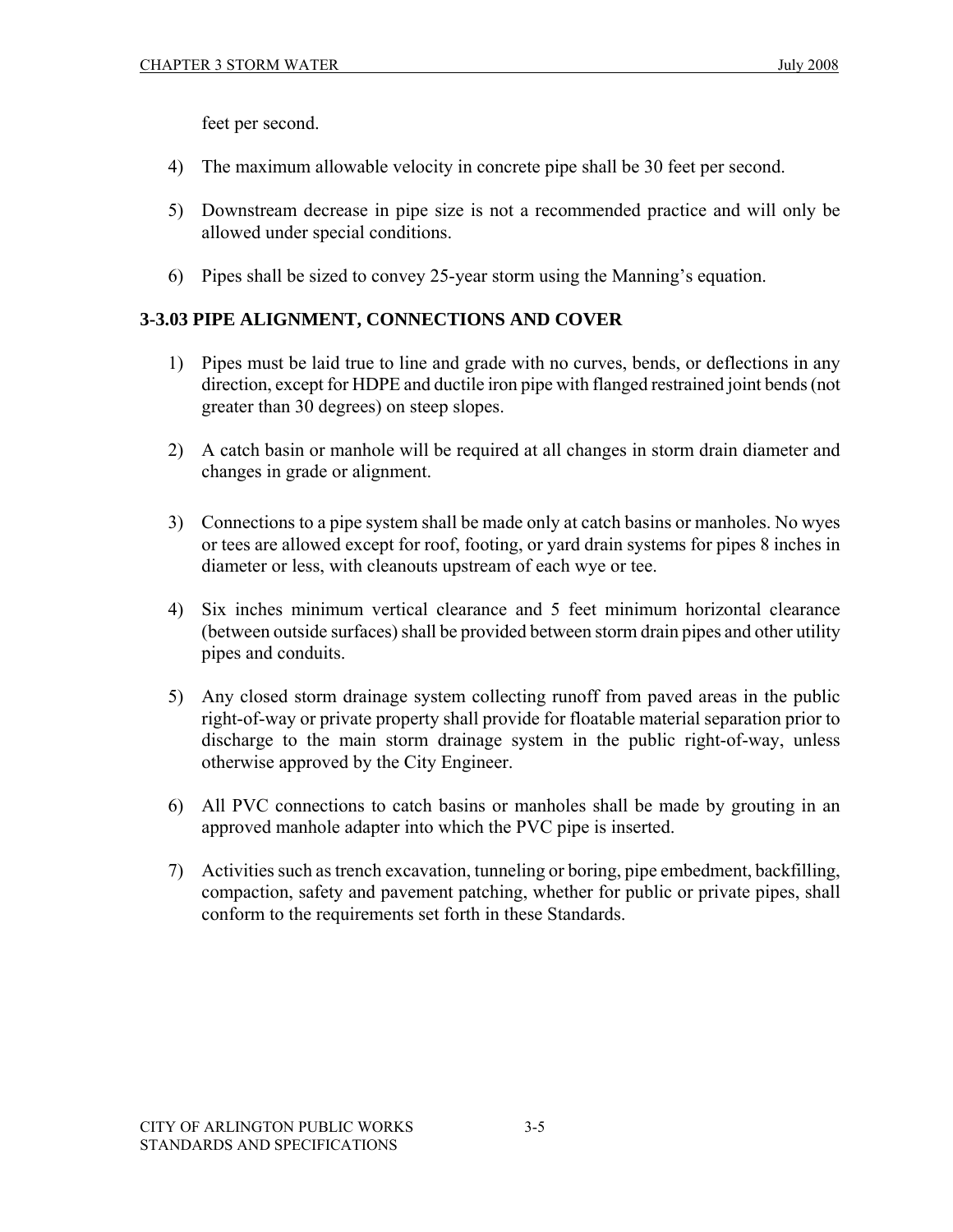feet per second.

4) The maximum allowable velocity in concrete pipe shall be 30 feet per second.

5) Downstream decrease in pipe size is not a recommended practice and will only be allowed under special conditions.

6) Pipes shall be sized to convey 25-year storm using the Manning's equation.

### 3-3.03 PIPE ALIGNMENT, CONNECTIONS AND COVER

1) Pipes must be laid true to line and grade with no curves, bends, or deflections in any direction, except for HDPE and ductile iron pipe with flanged restrained joint bends (not greater than 30 degrees) on steep slopes.

2) A catch basin or manhole will be required at all changes in storm drain diameter and changes in grade or alignment.

3) Connections to a pipe system shall be made only at catch basins or manholes. No wyes or tees are allowed except for roof, footing, or yard drain systems for pipes 8 inches in diameter or less, with cleanouts upstream of each wye or tee.

4) Six inches minimum vertical clearance and 5 feet minimum horizontal clearance (between outside surfaces) shall be provided between storm drain pipes and other utility pipes and conduits.

5) Any closed storm drainage system collecting runoff from paved areas in the public right-of-way or private property shall provide for floatable material separation prior to discharge to the main storm drainage system in the public right-of-way, unless otherwise approved by the City Engineer.

6) All PVC connections to catch basins or manholes shall be made by grouting in an approved manhole adapter into which the PVC pipe is inserted.

7) Activities such as trench excavation, tunneling or boring, pipe embedment, backfilling, compaction, safety and pavement patching, whether for public or private pipes, shall conform to the requirements set forth in these Standards.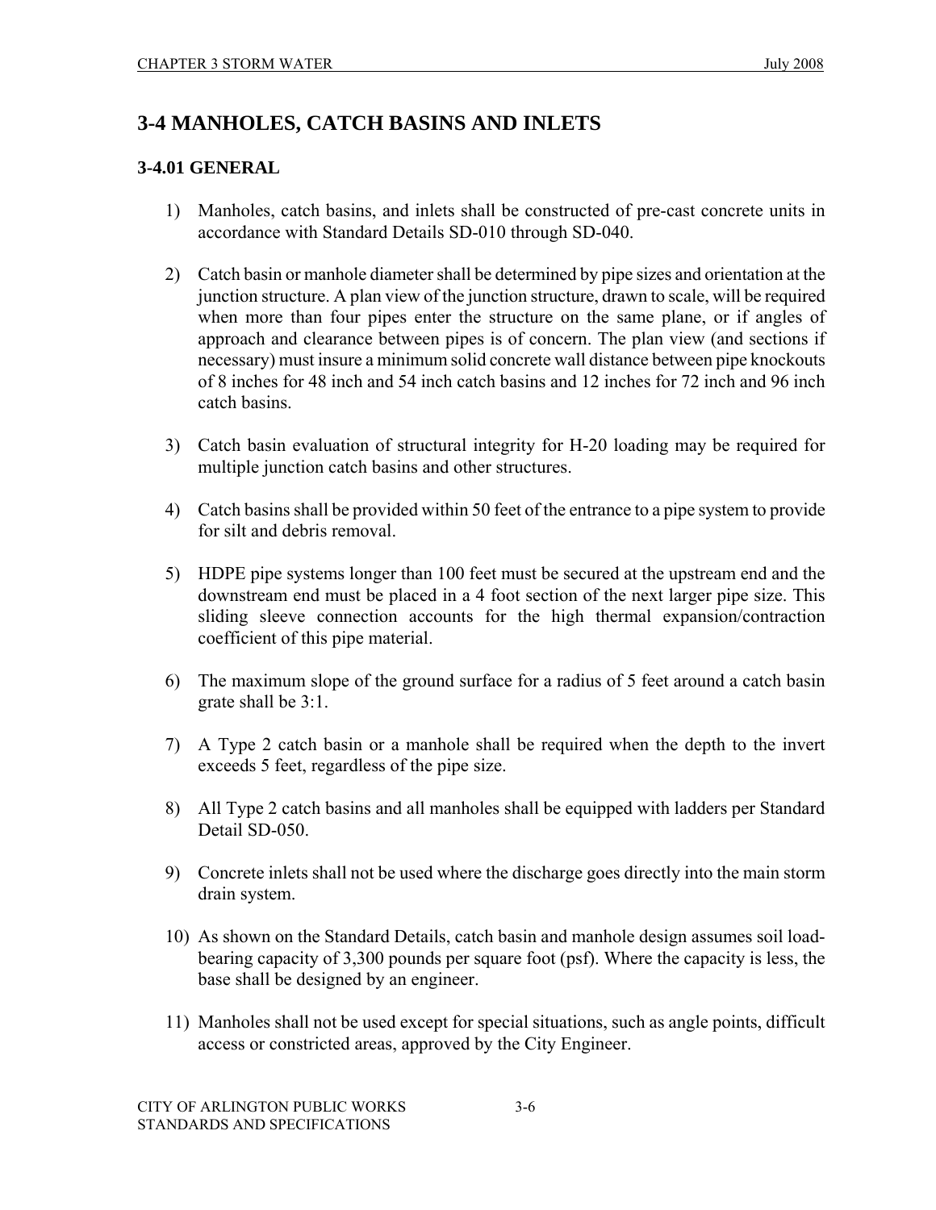# 3-4 MANHOLES, CATCH BASINS AND INLETS

## 3-4.01 GENERAL

1) Manholes, catch basins, and inlets shall be constructed of pre-cast concrete units in accordance with Standard Details SD-010 through SD-040.

2) Catch basin or manhole diameter shall be determined by pipe sizes and orientation at the junction structure. A plan view of the junction structure, drawn to scale, will be required when more than four pipes enter the structure on the same plane, or if angles of approach and clearance between pipes is of concern. The plan view (and sections if necessary) must insure a minimum solid concrete wall distance between pipe knockouts of 8 inches for 48 inch and 54 inch catch basins and 12 inches for 72 inch and 96 inch catch basins.

3) Catch basin evaluation of structural integrity for H-20 loading may be required for multiple junction catch basins and other structures.

4) Catch basins shall be provided within 50 feet of the entrance to a pipe system to provide for silt and debris removal.

5) HDPE pipe systems longer than 100 feet must be secured at the upstream end and the downstream end must be placed in a 4 foot section of the next larger pipe size. This sliding sleeve connection accounts for the high thermal expansion/contraction coefficient of this pipe material.

6) The maximum slope of the ground surface for a radius of 5 feet around a catch basin grate shall be 3:1.

7) A Type 2 catch basin or a manhole shall be required when the depth to the invert exceeds 5 feet, regardless of the pipe size.

8) All Type 2 catch basins and all manholes shall be equipped with ladders per Standard Detail SD-050.

9) Concrete inlets shall not be used where the discharge goes directly into the main storm drain system.

10) As shown on the Standard Details, catch basin and manhole design assumes soil load-bearing capacity of 3,300 pounds per square foot (psf). Where the capacity is less, the base shall be designed by an engineer.

11) Manholes shall not be used except for special situations, such as angle points, difficult access or constricted areas, approved by the City Engineer.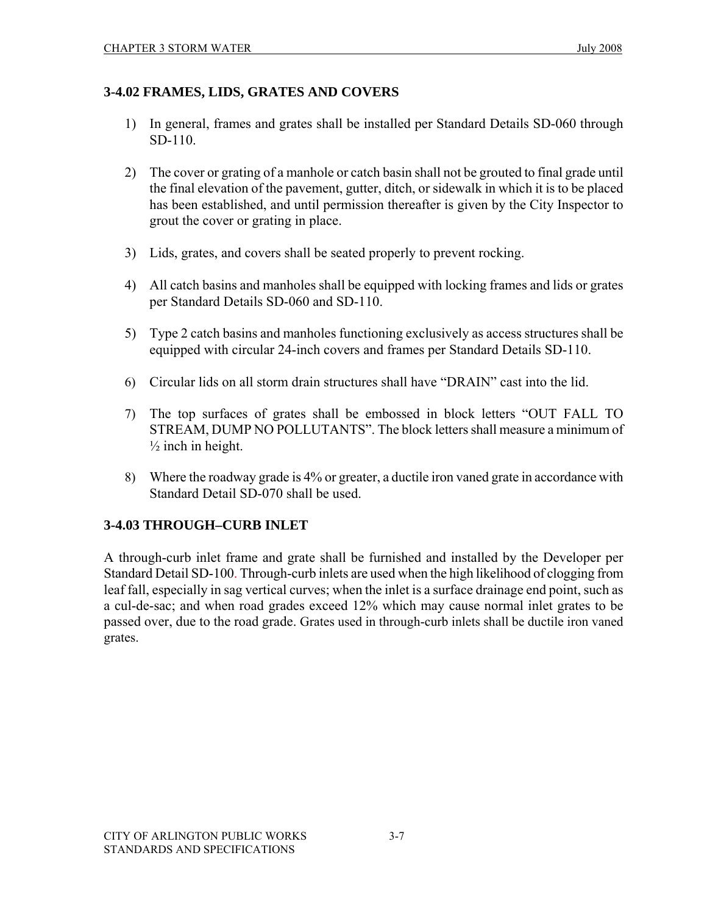### 3-4.02 FRAMES, LIDS, GRATES AND COVERS

1) In general, frames and grates shall be installed per Standard Details SD-060 through SD-110.

2) The cover or grating of a manhole or catch basin shall not be grouted to final grade until the final elevation of the pavement, gutter, ditch, or sidewalk in which it is to be placed has been established, and until permission thereafter is given by the City Inspector to grout the cover or grating in place.

3) Lids, grates, and covers shall be seated properly to prevent rocking.

4) All catch basins and manholes shall be equipped with locking frames and lids or grates per Standard Details SD-060 and SD-110.

5) Type 2 catch basins and manholes functioning exclusively as access structures shall be equipped with circular 24-inch covers and frames per Standard Details SD-110.

6) Circular lids on all storm drain structures shall have "DRAIN" cast into the lid.

7) The top surfaces of grates shall be embossed in block letters "OUT FALL TO STREAM, DUMP NO POLLUTANTS". The block letters shall measure a minimum of ½ inch in height.

8) Where the roadway grade is 4% or greater, a ductile iron vaned grate in accordance with Standard Detail SD-070 shall be used.

### 3-4.03 THROUGH–CURB INLET

A through-curb inlet frame and grate shall be furnished and installed by the Developer per Standard Detail SD-100. Through-curb inlets are used when the high likelihood of clogging from leaf fall, especially in sag vertical curves; when the inlet is a surface drainage end point, such as a cul-de-sac; and when road grades exceed 12% which may cause normal inlet grates to be passed over, due to the road grade. Grates used in through-curb inlets shall be ductile iron vaned grates.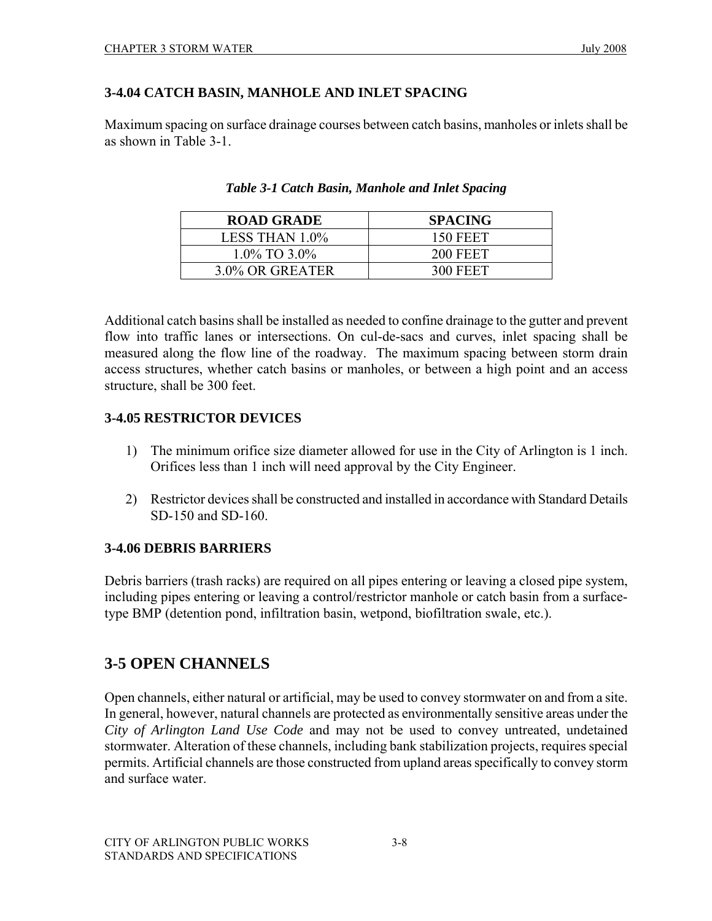### 3-4.04 CATCH BASIN, MANHOLE AND INLET SPACING

Maximum spacing on surface drainage courses between catch basins, manholes or inlets shall be as shown in Table 3-1.

***Table 3-1 Catch Basin, Manhole and Inlet Spacing***

| ROAD GRADE | SPACING |
|---|---|
| LESS THAN 1.0% | 150 FEET |
| 1.0% TO 3.0% | 200 FEET |
| 3.0% OR GREATER | 300 FEET |

Additional catch basins shall be installed as needed to confine drainage to the gutter and prevent flow into traffic lanes or intersections. On cul-de-sacs and curves, inlet spacing shall be measured along the flow line of the roadway. The maximum spacing between storm drain access structures, whether catch basins or manholes, or between a high point and an access structure, shall be 300 feet.

### 3-4.05 RESTRICTOR DEVICES

1) The minimum orifice size diameter allowed for use in the City of Arlington is 1 inch. Orifices less than 1 inch will need approval by the City Engineer.

2) Restrictor devices shall be constructed and installed in accordance with Standard Details SD-150 and SD-160.

### 3-4.06 DEBRIS BARRIERS

Debris barriers (trash racks) are required on all pipes entering or leaving a closed pipe system, including pipes entering or leaving a control/restrictor manhole or catch basin from a surface-type BMP (detention pond, infiltration basin, wetpond, biofiltration swale, etc.).

## 3-5 OPEN CHANNELS

Open channels, either natural or artificial, may be used to convey stormwater on and from a site. In general, however, natural channels are protected as environmentally sensitive areas under the *City of Arlington Land Use Code* and may not be used to convey untreated, undetained stormwater. Alteration of these channels, including bank stabilization projects, requires special permits. Artificial channels are those constructed from upland areas specifically to convey storm and surface water.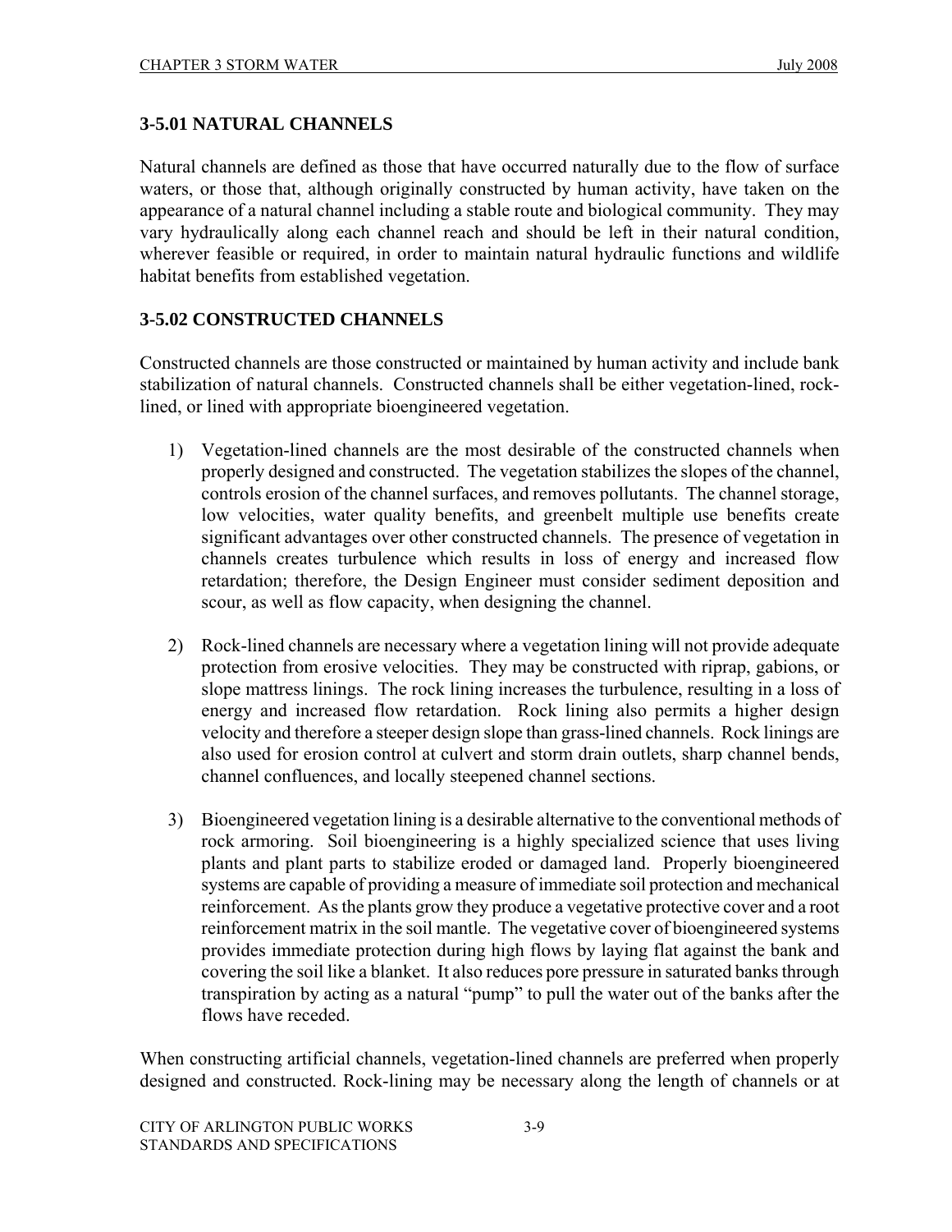### 3-5.01 NATURAL CHANNELS

Natural channels are defined as those that have occurred naturally due to the flow of surface waters, or those that, although originally constructed by human activity, have taken on the appearance of a natural channel including a stable route and biological community. They may vary hydraulically along each channel reach and should be left in their natural condition, wherever feasible or required, in order to maintain natural hydraulic functions and wildlife habitat benefits from established vegetation.

### 3-5.02 CONSTRUCTED CHANNELS

Constructed channels are those constructed or maintained by human activity and include bank stabilization of natural channels. Constructed channels shall be either vegetation-lined, rock-lined, or lined with appropriate bioengineered vegetation.

1) Vegetation-lined channels are the most desirable of the constructed channels when properly designed and constructed. The vegetation stabilizes the slopes of the channel, controls erosion of the channel surfaces, and removes pollutants. The channel storage, low velocities, water quality benefits, and greenbelt multiple use benefits create significant advantages over other constructed channels. The presence of vegetation in channels creates turbulence which results in loss of energy and increased flow retardation; therefore, the Design Engineer must consider sediment deposition and scour, as well as flow capacity, when designing the channel.

2) Rock-lined channels are necessary where a vegetation lining will not provide adequate protection from erosive velocities. They may be constructed with riprap, gabions, or slope mattress linings. The rock lining increases the turbulence, resulting in a loss of energy and increased flow retardation. Rock lining also permits a higher design velocity and therefore a steeper design slope than grass-lined channels. Rock linings are also used for erosion control at culvert and storm drain outlets, sharp channel bends, channel confluences, and locally steepened channel sections.

3) Bioengineered vegetation lining is a desirable alternative to the conventional methods of rock armoring. Soil bioengineering is a highly specialized science that uses living plants and plant parts to stabilize eroded or damaged land. Properly bioengineered systems are capable of providing a measure of immediate soil protection and mechanical reinforcement. As the plants grow they produce a vegetative protective cover and a root reinforcement matrix in the soil mantle. The vegetative cover of bioengineered systems provides immediate protection during high flows by laying flat against the bank and covering the soil like a blanket. It also reduces pore pressure in saturated banks through transpiration by acting as a natural "pump" to pull the water out of the banks after the flows have receded.

When constructing artificial channels, vegetation-lined channels are preferred when properly designed and constructed. Rock-lining may be necessary along the length of channels or at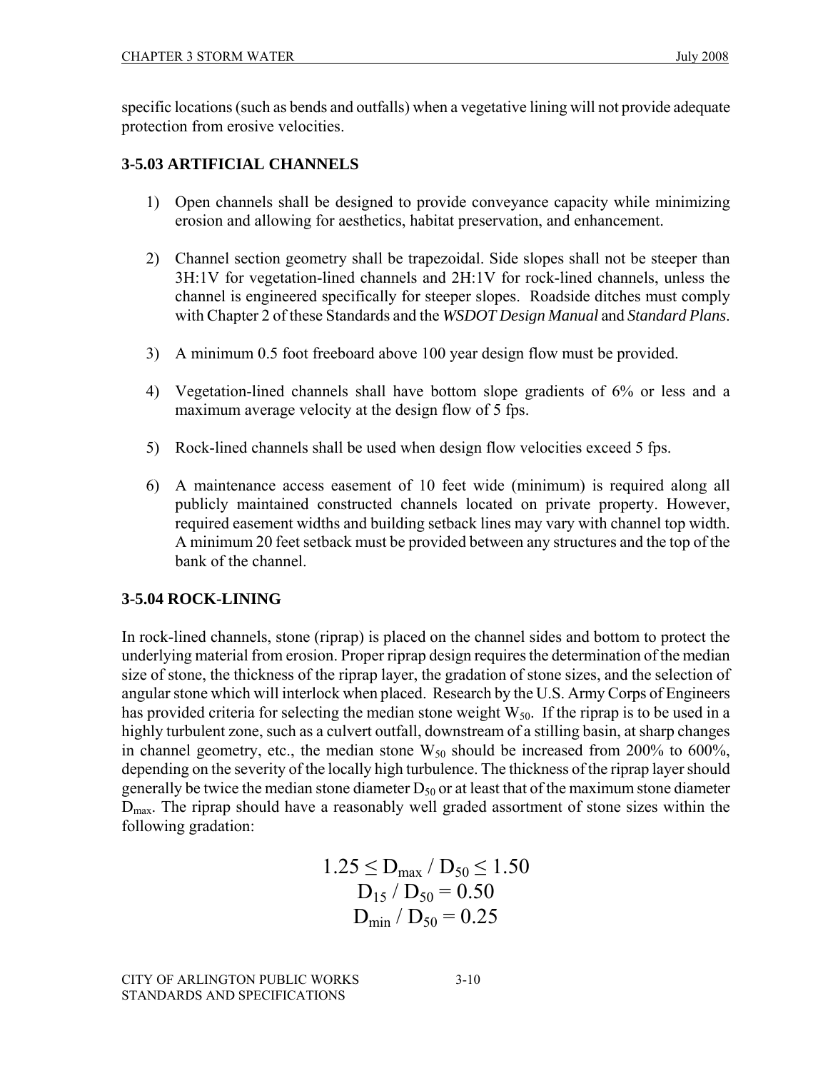specific locations (such as bends and outfalls) when a vegetative lining will not provide adequate protection from erosive velocities.

### 3-5.03 ARTIFICIAL CHANNELS

1) Open channels shall be designed to provide conveyance capacity while minimizing erosion and allowing for aesthetics, habitat preservation, and enhancement.

2) Channel section geometry shall be trapezoidal. Side slopes shall not be steeper than 3H:1V for vegetation-lined channels and 2H:1V for rock-lined channels, unless the channel is engineered specifically for steeper slopes. Roadside ditches must comply with Chapter 2 of these Standards and the *WSDOT Design Manual* and *Standard Plans*.

3) A minimum 0.5 foot freeboard above 100 year design flow must be provided.

4) Vegetation-lined channels shall have bottom slope gradients of 6% or less and a maximum average velocity at the design flow of 5 fps.

5) Rock-lined channels shall be used when design flow velocities exceed 5 fps.

6) A maintenance access easement of 10 feet wide (minimum) is required along all publicly maintained constructed channels located on private property. However, required easement widths and building setback lines may vary with channel top width. A minimum 20 feet setback must be provided between any structures and the top of the bank of the channel.

### 3-5.04 ROCK-LINING

In rock-lined channels, stone (riprap) is placed on the channel sides and bottom to protect the underlying material from erosion. Proper riprap design requires the determination of the median size of stone, the thickness of the riprap layer, the gradation of stone sizes, and the selection of angular stone which will interlock when placed. Research by the U.S. Army Corps of Engineers has provided criteria for selecting the median stone weight $W_{50}$. If the riprap is to be used in a highly turbulent zone, such as a culvert outfall, downstream of a stilling basin, at sharp changes in channel geometry, etc., the median stone $W_{50}$ should be increased from 200% to 600%, depending on the severity of the locally high turbulence. The thickness of the riprap layer should generally be twice the median stone diameter $D_{50}$ or at least that of the maximum stone diameter $D_{max}$. The riprap should have a reasonably well graded assortment of stone sizes within the following gradation:

$$1.25 \leq D_{max} / D_{50} \leq 1.50$$

$$D_{15} / D_{50} = 0.50$$

$$D_{min} / D_{50} = 0.25$$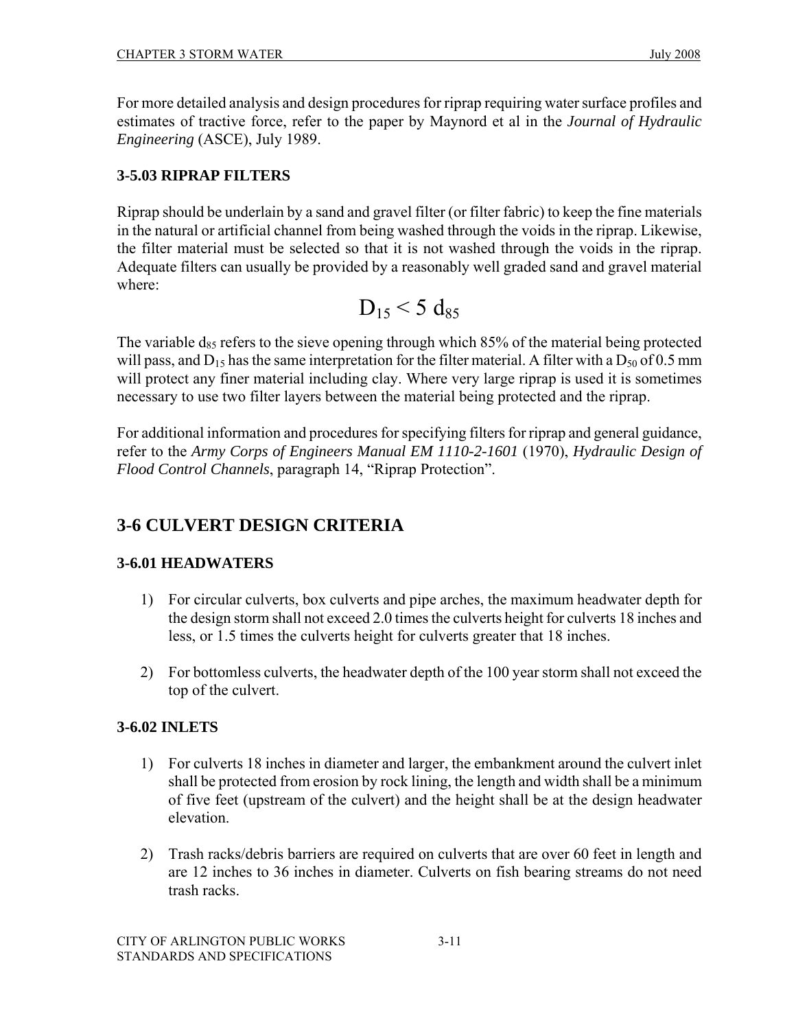For more detailed analysis and design procedures for riprap requiring water surface profiles and estimates of tractive force, refer to the paper by Maynord et al in the *Journal of Hydraulic Engineering* (ASCE), July 1989.

### 3-5.03 RIPRAP FILTERS

Riprap should be underlain by a sand and gravel filter (or filter fabric) to keep the fine materials in the natural or artificial channel from being washed through the voids in the riprap. Likewise, the filter material must be selected so that it is not washed through the voids in the riprap. Adequate filters can usually be provided by a reasonably well graded sand and gravel material where:

$$D_{15} < 5\ d_{85}$$

The variable $d_{85}$ refers to the sieve opening through which 85% of the material being protected will pass, and $D_{15}$ has the same interpretation for the filter material. A filter with a $D_{50}$ of 0.5 mm will protect any finer material including clay. Where very large riprap is used it is sometimes necessary to use two filter layers between the material being protected and the riprap.

For additional information and procedures for specifying filters for riprap and general guidance, refer to the *Army Corps of Engineers Manual EM 1110-2-1601* (1970), *Hydraulic Design of Flood Control Channels*, paragraph 14, "Riprap Protection".

## 3-6 CULVERT DESIGN CRITERIA

### 3-6.01 HEADWATERS

1) For circular culverts, box culverts and pipe arches, the maximum headwater depth for the design storm shall not exceed 2.0 times the culverts height for culverts 18 inches and less, or 1.5 times the culverts height for culverts greater that 18 inches.

2) For bottomless culverts, the headwater depth of the 100 year storm shall not exceed the top of the culvert.

### 3-6.02 INLETS

1) For culverts 18 inches in diameter and larger, the embankment around the culvert inlet shall be protected from erosion by rock lining, the length and width shall be a minimum of five feet (upstream of the culvert) and the height shall be at the design headwater elevation.

2) Trash racks/debris barriers are required on culverts that are over 60 feet in length and are 12 inches to 36 inches in diameter. Culverts on fish bearing streams do not need trash racks.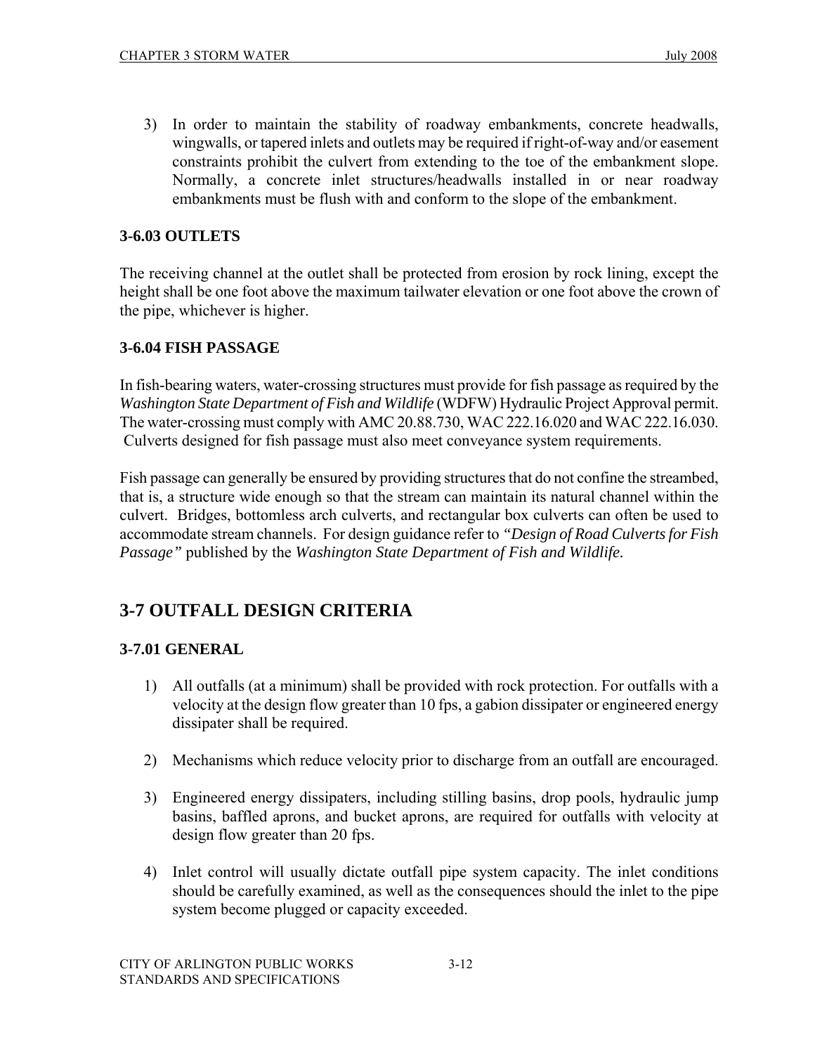3) In order to maintain the stability of roadway embankments, concrete headwalls, wingwalls, or tapered inlets and outlets may be required if right-of-way and/or easement constraints prohibit the culvert from extending to the toe of the embankment slope. Normally, a concrete inlet structures/headwalls installed in or near roadway embankments must be flush with and conform to the slope of the embankment.

### 3-6.03 OUTLETS

The receiving channel at the outlet shall be protected from erosion by rock lining, except the height shall be one foot above the maximum tailwater elevation or one foot above the crown of the pipe, whichever is higher.

### 3-6.04 FISH PASSAGE

In fish-bearing waters, water-crossing structures must provide for fish passage as required by the *Washington State Department of Fish and Wildlife* (WDFW) Hydraulic Project Approval permit. The water-crossing must comply with AMC 20.88.730, WAC 222.16.020 and WAC 222.16.030. Culverts designed for fish passage must also meet conveyance system requirements.

Fish passage can generally be ensured by providing structures that do not confine the streambed, that is, a structure wide enough so that the stream can maintain its natural channel within the culvert. Bridges, bottomless arch culverts, and rectangular box culverts can often be used to accommodate stream channels. For design guidance refer to *"Design of Road Culverts for Fish Passage"* published by the *Washington State Department of Fish and Wildlife.*

## 3-7 OUTFALL DESIGN CRITERIA

### 3-7.01 GENERAL

1) All outfalls (at a minimum) shall be provided with rock protection. For outfalls with a velocity at the design flow greater than 10 fps, a gabion dissipater or engineered energy dissipater shall be required.

2) Mechanisms which reduce velocity prior to discharge from an outfall are encouraged.

3) Engineered energy dissipaters, including stilling basins, drop pools, hydraulic jump basins, baffled aprons, and bucket aprons, are required for outfalls with velocity at design flow greater than 20 fps.

4) Inlet control will usually dictate outfall pipe system capacity. The inlet conditions should be carefully examined, as well as the consequences should the inlet to the pipe system become plugged or capacity exceeded.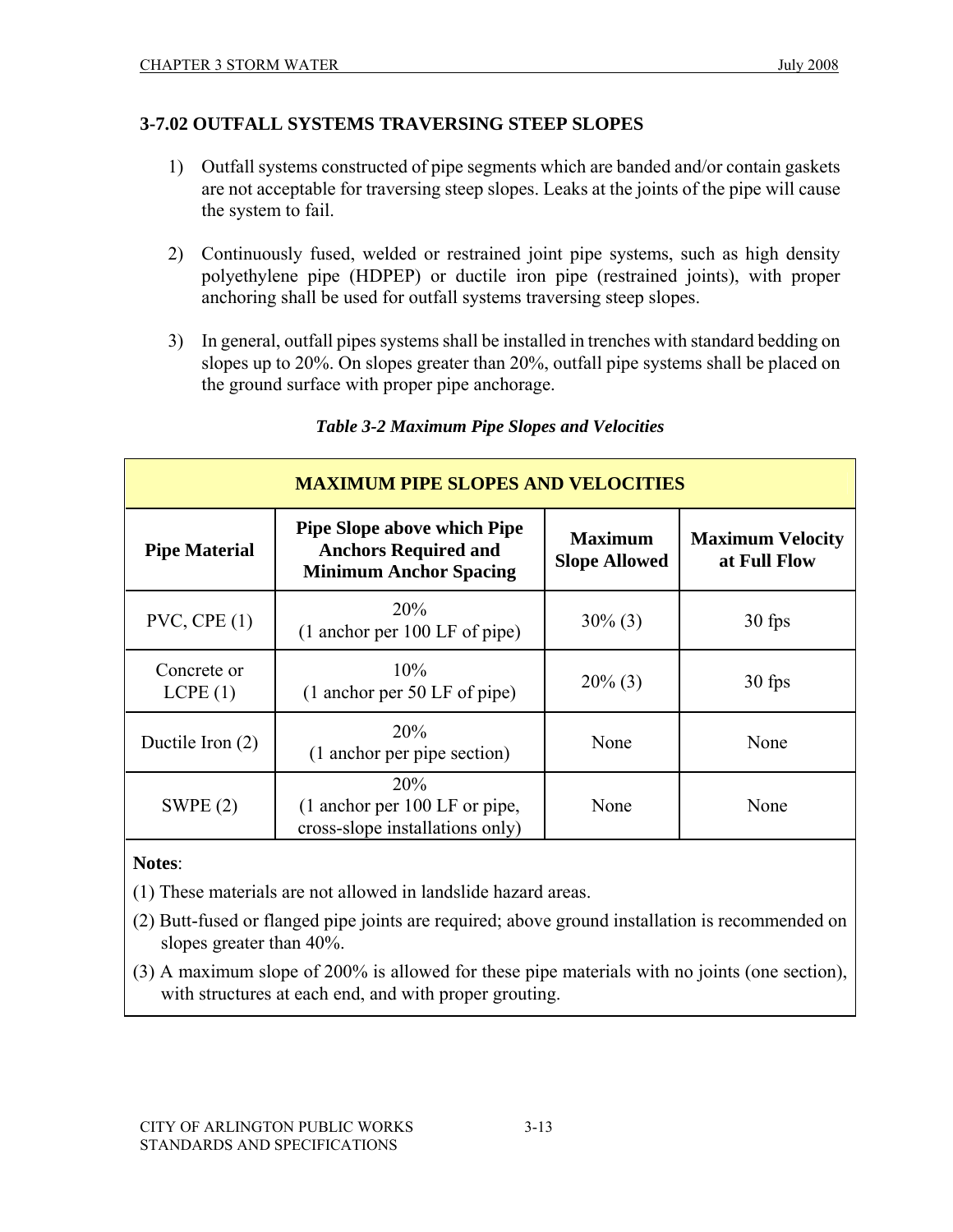### 3-7.02 OUTFALL SYSTEMS TRAVERSING STEEP SLOPES

1) Outfall systems constructed of pipe segments which are banded and/or contain gaskets are not acceptable for traversing steep slopes. Leaks at the joints of the pipe will cause the system to fail.

2) Continuously fused, welded or restrained joint pipe systems, such as high density polyethylene pipe (HDPEP) or ductile iron pipe (restrained joints), with proper anchoring shall be used for outfall systems traversing steep slopes.

3) In general, outfall pipes systems shall be installed in trenches with standard bedding on slopes up to 20%. On slopes greater than 20%, outfall pipe systems shall be placed on the ground surface with proper pipe anchorage.

*Table 3-2 Maximum Pipe Slopes and Velocities*

| MAXIMUM PIPE SLOPES AND VELOCITIES | | | |
|---|---|---|---|
| **Pipe Material** | **Pipe Slope above which Pipe Anchors Required and Minimum Anchor Spacing** | **Maximum Slope Allowed** | **Maximum Velocity at Full Flow** |
| PVC, CPE (1) | 20% (1 anchor per 100 LF of pipe) | 30% (3) | 30 fps |
| Concrete or LCPE (1) | 10% (1 anchor per 50 LF of pipe) | 20% (3) | 30 fps |
| Ductile Iron (2) | 20% (1 anchor per pipe section) | None | None |
| SWPE (2) | 20% (1 anchor per 100 LF or pipe, cross-slope installations only) | None | None |

**Notes**:

(1) These materials are not allowed in landslide hazard areas.

(2) Butt-fused or flanged pipe joints are required; above ground installation is recommended on slopes greater than 40%.

(3) A maximum slope of 200% is allowed for these pipe materials with no joints (one section), with structures at each end, and with proper grouting.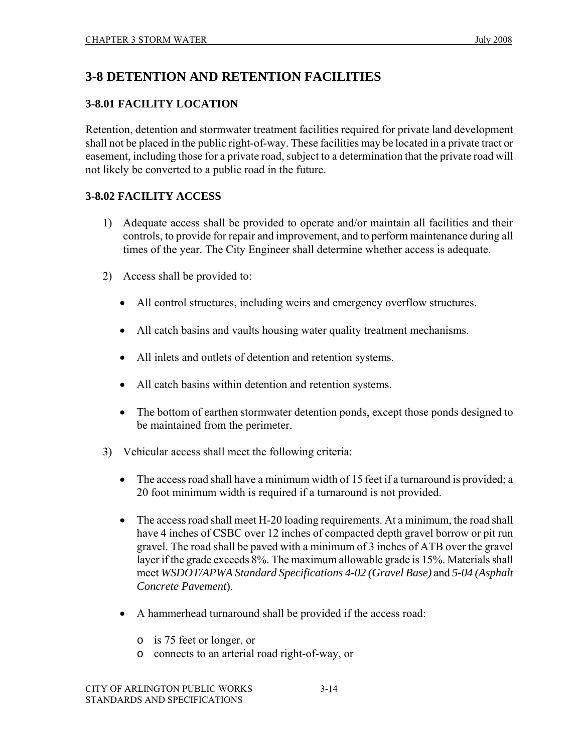# 3-8 DETENTION AND RETENTION FACILITIES

## 3-8.01 FACILITY LOCATION

Retention, detention and stormwater treatment facilities required for private land development shall not be placed in the public right-of-way. These facilities may be located in a private tract or easement, including those for a private road, subject to a determination that the private road will not likely be converted to a public road in the future.

## 3-8.02 FACILITY ACCESS

1) Adequate access shall be provided to operate and/or maintain all facilities and their controls, to provide for repair and improvement, and to perform maintenance during all times of the year. The City Engineer shall determine whether access is adequate.

2) Access shall be provided to:

   - All control structures, including weirs and emergency overflow structures.
   - All catch basins and vaults housing water quality treatment mechanisms.
   - All inlets and outlets of detention and retention systems.
   - All catch basins within detention and retention systems.
   - The bottom of earthen stormwater detention ponds, except those ponds designed to be maintained from the perimeter.

3) Vehicular access shall meet the following criteria:

   - The access road shall have a minimum width of 15 feet if a turnaround is provided; a 20 foot minimum width is required if a turnaround is not provided.
   - The access road shall meet H-20 loading requirements. At a minimum, the road shall have 4 inches of CSBC over 12 inches of compacted depth gravel borrow or pit run gravel. The road shall be paved with a minimum of 3 inches of ATB over the gravel layer if the grade exceeds 8%. The maximum allowable grade is 15%. Materials shall meet *WSDOT/APWA Standard Specifications 4-02 (Gravel Base)* and *5-04 (Asphalt Concrete Pavement)*.
   - A hammerhead turnaround shall be provided if the access road:
     - is 75 feet or longer, or
     - connects to an arterial road right-of-way, or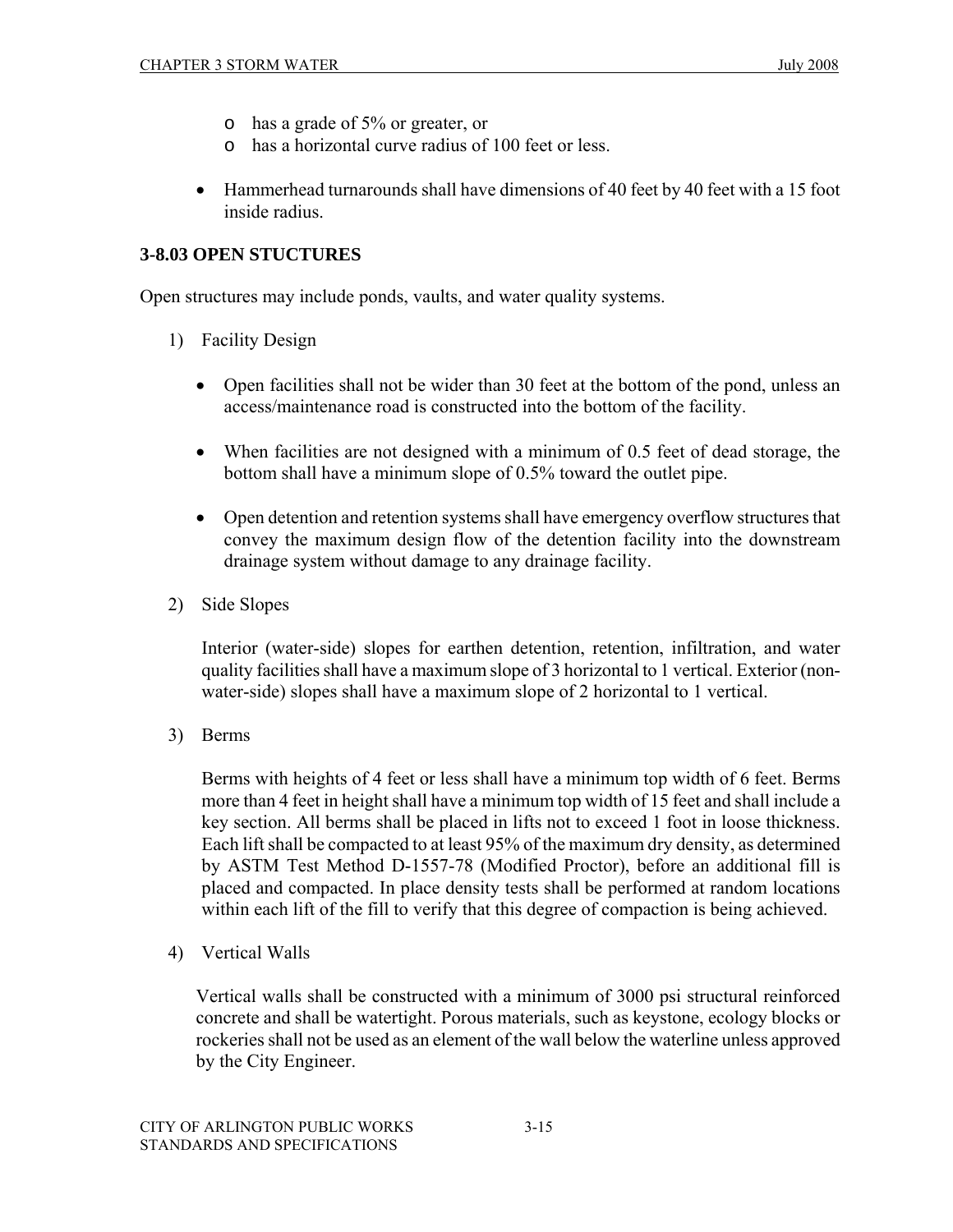- has a grade of 5% or greater, or
  - has a horizontal curve radius of 100 feet or less.

- Hammerhead turnarounds shall have dimensions of 40 feet by 40 feet with a 15 foot inside radius.

### 3-8.03 OPEN STUCTURES

Open structures may include ponds, vaults, and water quality systems.

1) Facility Design

   - Open facilities shall not be wider than 30 feet at the bottom of the pond, unless an access/maintenance road is constructed into the bottom of the facility.

   - When facilities are not designed with a minimum of 0.5 feet of dead storage, the bottom shall have a minimum slope of 0.5% toward the outlet pipe.

   - Open detention and retention systems shall have emergency overflow structures that convey the maximum design flow of the detention facility into the downstream drainage system without damage to any drainage facility.

2) Side Slopes

   Interior (water-side) slopes for earthen detention, retention, infiltration, and water quality facilities shall have a maximum slope of 3 horizontal to 1 vertical. Exterior (non-water-side) slopes shall have a maximum slope of 2 horizontal to 1 vertical.

3) Berms

   Berms with heights of 4 feet or less shall have a minimum top width of 6 feet. Berms more than 4 feet in height shall have a minimum top width of 15 feet and shall include a key section. All berms shall be placed in lifts not to exceed 1 foot in loose thickness. Each lift shall be compacted to at least 95% of the maximum dry density, as determined by ASTM Test Method D-1557-78 (Modified Proctor), before an additional fill is placed and compacted. In place density tests shall be performed at random locations within each lift of the fill to verify that this degree of compaction is being achieved.

4) Vertical Walls

   Vertical walls shall be constructed with a minimum of 3000 psi structural reinforced concrete and shall be watertight. Porous materials, such as keystone, ecology blocks or rockeries shall not be used as an element of the wall below the waterline unless approved by the City Engineer.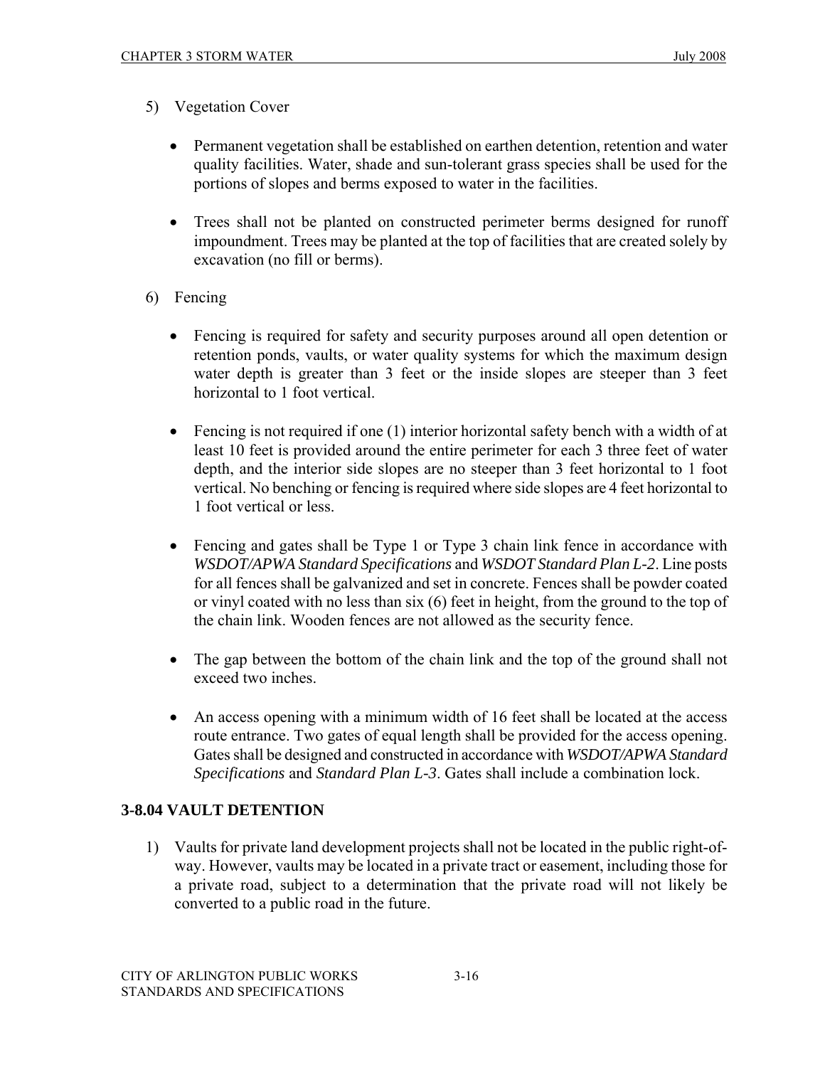5) Vegetation Cover

   - Permanent vegetation shall be established on earthen detention, retention and water quality facilities. Water, shade and sun-tolerant grass species shall be used for the portions of slopes and berms exposed to water in the facilities.

   - Trees shall not be planted on constructed perimeter berms designed for runoff impoundment. Trees may be planted at the top of facilities that are created solely by excavation (no fill or berms).

6) Fencing

   - Fencing is required for safety and security purposes around all open detention or retention ponds, vaults, or water quality systems for which the maximum design water depth is greater than 3 feet or the inside slopes are steeper than 3 feet horizontal to 1 foot vertical.

   - Fencing is not required if one (1) interior horizontal safety bench with a width of at least 10 feet is provided around the entire perimeter for each 3 three feet of water depth, and the interior side slopes are no steeper than 3 feet horizontal to 1 foot vertical. No benching or fencing is required where side slopes are 4 feet horizontal to 1 foot vertical or less.

   - Fencing and gates shall be Type 1 or Type 3 chain link fence in accordance with *WSDOT/APWA Standard Specifications* and *WSDOT Standard Plan L-2*. Line posts for all fences shall be galvanized and set in concrete. Fences shall be powder coated or vinyl coated with no less than six (6) feet in height, from the ground to the top of the chain link. Wooden fences are not allowed as the security fence.

   - The gap between the bottom of the chain link and the top of the ground shall not exceed two inches.

   - An access opening with a minimum width of 16 feet shall be located at the access route entrance. Two gates of equal length shall be provided for the access opening. Gates shall be designed and constructed in accordance with *WSDOT/APWA Standard Specifications* and *Standard Plan L-3*. Gates shall include a combination lock.

## 3-8.04 VAULT DETENTION

1) Vaults for private land development projects shall not be located in the public right-of-way. However, vaults may be located in a private tract or easement, including those for a private road, subject to a determination that the private road will not likely be converted to a public road in the future.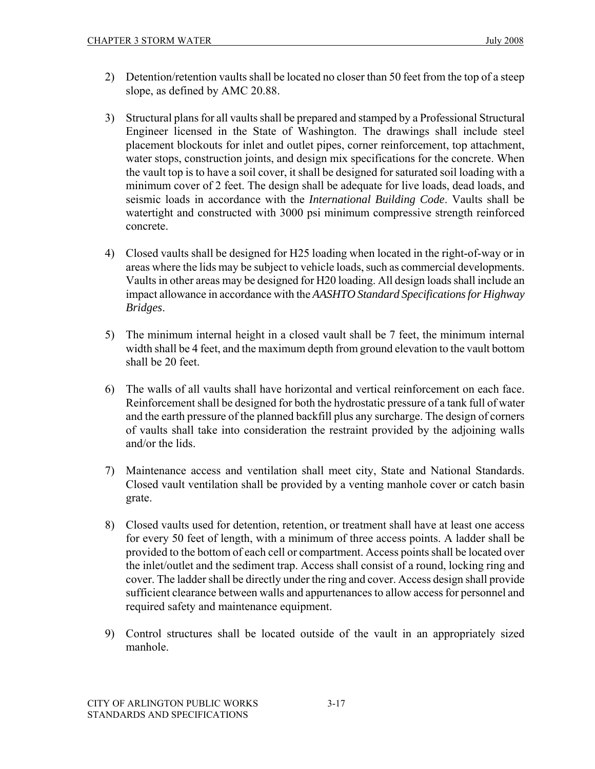2) Detention/retention vaults shall be located no closer than 50 feet from the top of a steep slope, as defined by AMC 20.88.

3) Structural plans for all vaults shall be prepared and stamped by a Professional Structural Engineer licensed in the State of Washington. The drawings shall include steel placement blockouts for inlet and outlet pipes, corner reinforcement, top attachment, water stops, construction joints, and design mix specifications for the concrete. When the vault top is to have a soil cover, it shall be designed for saturated soil loading with a minimum cover of 2 feet. The design shall be adequate for live loads, dead loads, and seismic loads in accordance with the *International Building Code*. Vaults shall be watertight and constructed with 3000 psi minimum compressive strength reinforced concrete.

4) Closed vaults shall be designed for H25 loading when located in the right-of-way or in areas where the lids may be subject to vehicle loads, such as commercial developments. Vaults in other areas may be designed for H20 loading. All design loads shall include an impact allowance in accordance with the *AASHTO Standard Specifications for Highway Bridges*.

5) The minimum internal height in a closed vault shall be 7 feet, the minimum internal width shall be 4 feet, and the maximum depth from ground elevation to the vault bottom shall be 20 feet.

6) The walls of all vaults shall have horizontal and vertical reinforcement on each face. Reinforcement shall be designed for both the hydrostatic pressure of a tank full of water and the earth pressure of the planned backfill plus any surcharge. The design of corners of vaults shall take into consideration the restraint provided by the adjoining walls and/or the lids.

7) Maintenance access and ventilation shall meet city, State and National Standards. Closed vault ventilation shall be provided by a venting manhole cover or catch basin grate.

8) Closed vaults used for detention, retention, or treatment shall have at least one access for every 50 feet of length, with a minimum of three access points. A ladder shall be provided to the bottom of each cell or compartment. Access points shall be located over the inlet/outlet and the sediment trap. Access shall consist of a round, locking ring and cover. The ladder shall be directly under the ring and cover. Access design shall provide sufficient clearance between walls and appurtenances to allow access for personnel and required safety and maintenance equipment.

9) Control structures shall be located outside of the vault in an appropriately sized manhole.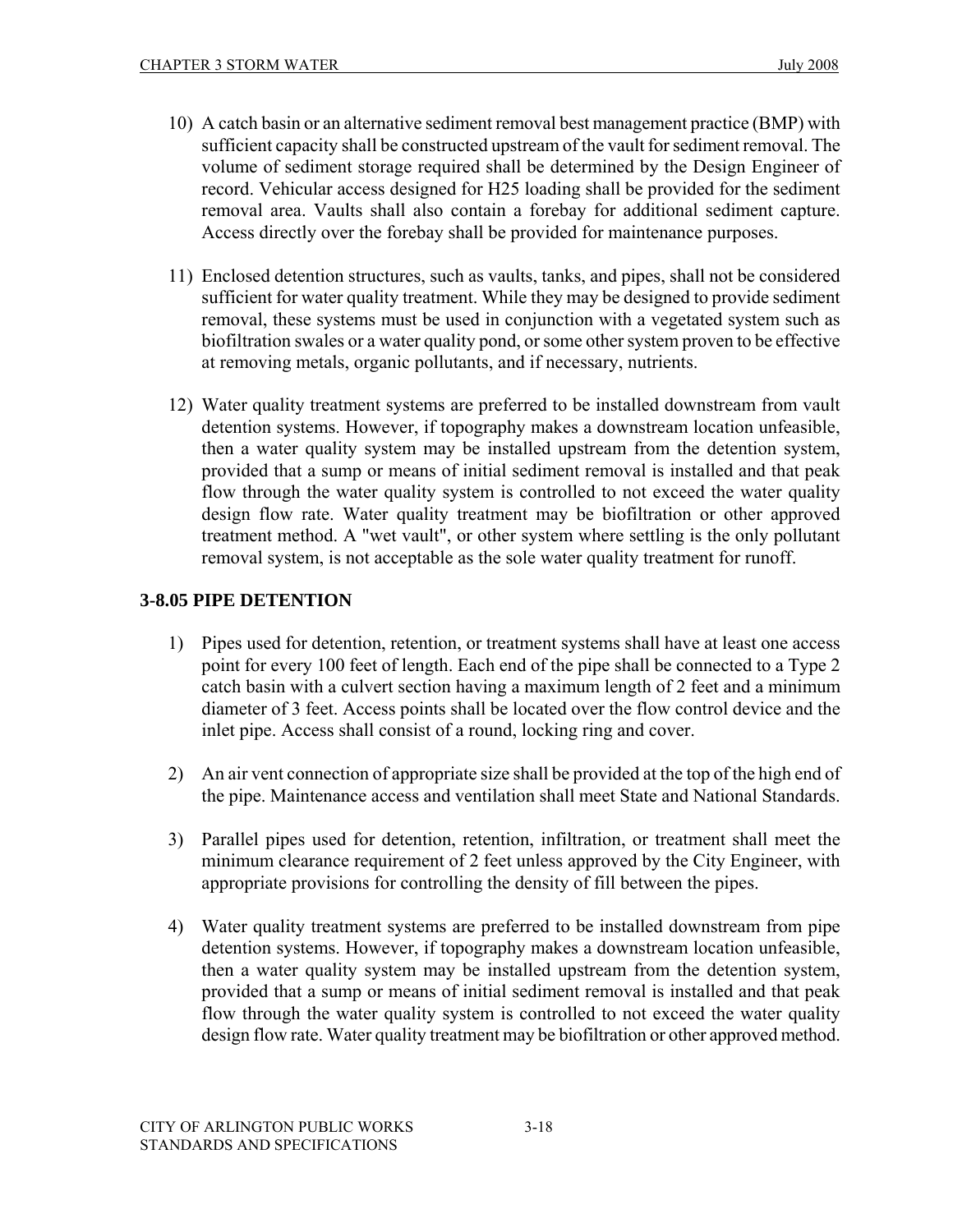10) A catch basin or an alternative sediment removal best management practice (BMP) with sufficient capacity shall be constructed upstream of the vault for sediment removal. The volume of sediment storage required shall be determined by the Design Engineer of record. Vehicular access designed for H25 loading shall be provided for the sediment removal area. Vaults shall also contain a forebay for additional sediment capture. Access directly over the forebay shall be provided for maintenance purposes.

11) Enclosed detention structures, such as vaults, tanks, and pipes, shall not be considered sufficient for water quality treatment. While they may be designed to provide sediment removal, these systems must be used in conjunction with a vegetated system such as biofiltration swales or a water quality pond, or some other system proven to be effective at removing metals, organic pollutants, and if necessary, nutrients.

12) Water quality treatment systems are preferred to be installed downstream from vault detention systems. However, if topography makes a downstream location unfeasible, then a water quality system may be installed upstream from the detention system, provided that a sump or means of initial sediment removal is installed and that peak flow through the water quality system is controlled to not exceed the water quality design flow rate. Water quality treatment may be biofiltration or other approved treatment method. A "wet vault", or other system where settling is the only pollutant removal system, is not acceptable as the sole water quality treatment for runoff.

### 3-8.05 PIPE DETENTION

1) Pipes used for detention, retention, or treatment systems shall have at least one access point for every 100 feet of length. Each end of the pipe shall be connected to a Type 2 catch basin with a culvert section having a maximum length of 2 feet and a minimum diameter of 3 feet. Access points shall be located over the flow control device and the inlet pipe. Access shall consist of a round, locking ring and cover.

2) An air vent connection of appropriate size shall be provided at the top of the high end of the pipe. Maintenance access and ventilation shall meet State and National Standards.

3) Parallel pipes used for detention, retention, infiltration, or treatment shall meet the minimum clearance requirement of 2 feet unless approved by the City Engineer, with appropriate provisions for controlling the density of fill between the pipes.

4) Water quality treatment systems are preferred to be installed downstream from pipe detention systems. However, if topography makes a downstream location unfeasible, then a water quality system may be installed upstream from the detention system, provided that a sump or means of initial sediment removal is installed and that peak flow through the water quality system is controlled to not exceed the water quality design flow rate. Water quality treatment may be biofiltration or other approved method.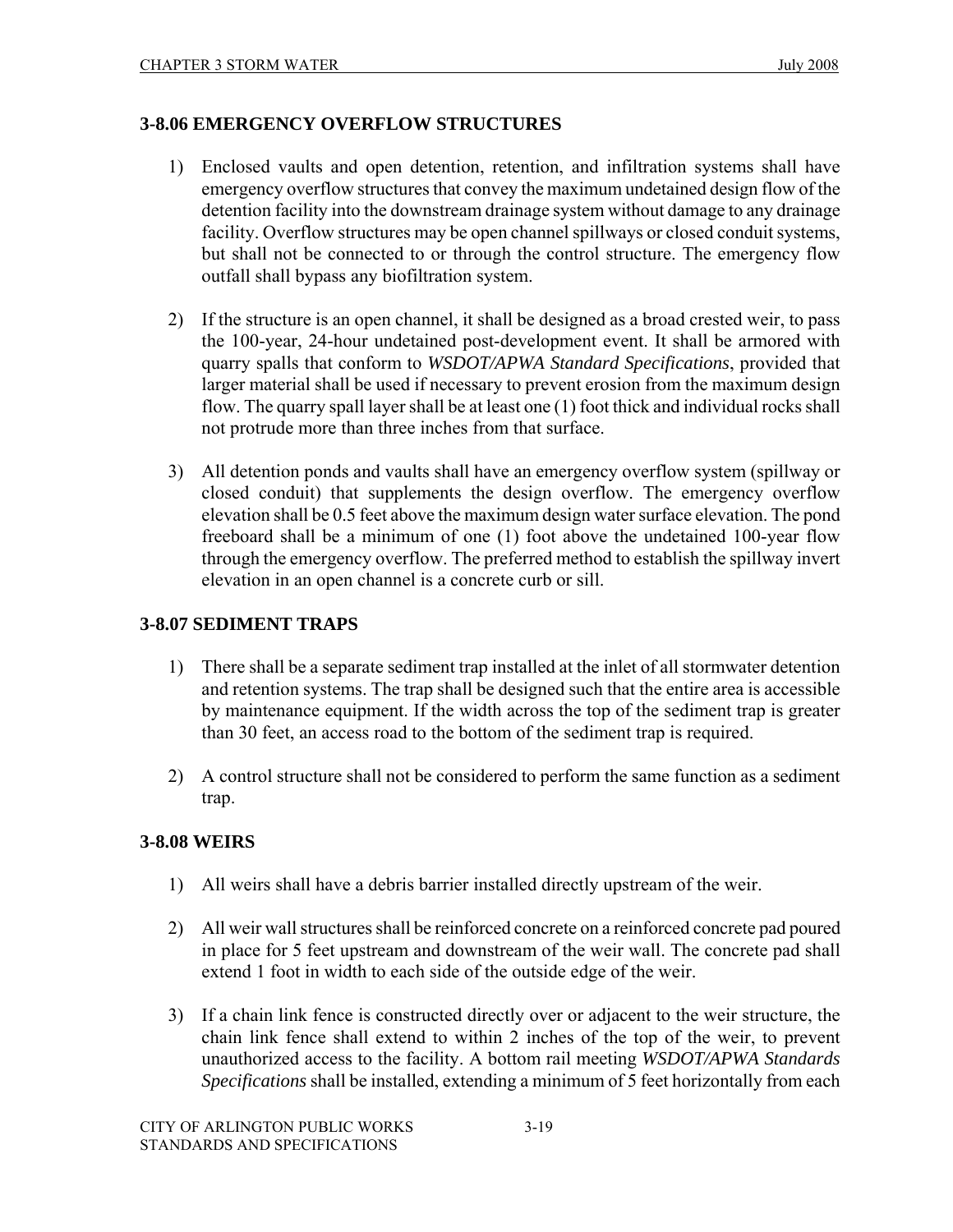## 3-8.06 EMERGENCY OVERFLOW STRUCTURES

1) Enclosed vaults and open detention, retention, and infiltration systems shall have emergency overflow structures that convey the maximum undetained design flow of the detention facility into the downstream drainage system without damage to any drainage facility. Overflow structures may be open channel spillways or closed conduit systems, but shall not be connected to or through the control structure. The emergency flow outfall shall bypass any biofiltration system.

2) If the structure is an open channel, it shall be designed as a broad crested weir, to pass the 100-year, 24-hour undetained post-development event. It shall be armored with quarry spalls that conform to *WSDOT/APWA Standard Specifications*, provided that larger material shall be used if necessary to prevent erosion from the maximum design flow. The quarry spall layer shall be at least one (1) foot thick and individual rocks shall not protrude more than three inches from that surface.

3) All detention ponds and vaults shall have an emergency overflow system (spillway or closed conduit) that supplements the design overflow. The emergency overflow elevation shall be 0.5 feet above the maximum design water surface elevation. The pond freeboard shall be a minimum of one (1) foot above the undetained 100-year flow through the emergency overflow. The preferred method to establish the spillway invert elevation in an open channel is a concrete curb or sill.

## 3-8.07 SEDIMENT TRAPS

1) There shall be a separate sediment trap installed at the inlet of all stormwater detention and retention systems. The trap shall be designed such that the entire area is accessible by maintenance equipment. If the width across the top of the sediment trap is greater than 30 feet, an access road to the bottom of the sediment trap is required.

2) A control structure shall not be considered to perform the same function as a sediment trap.

## 3-8.08 WEIRS

1) All weirs shall have a debris barrier installed directly upstream of the weir.

2) All weir wall structures shall be reinforced concrete on a reinforced concrete pad poured in place for 5 feet upstream and downstream of the weir wall. The concrete pad shall extend 1 foot in width to each side of the outside edge of the weir.

3) If a chain link fence is constructed directly over or adjacent to the weir structure, the chain link fence shall extend to within 2 inches of the top of the weir, to prevent unauthorized access to the facility. A bottom rail meeting *WSDOT/APWA Standards Specifications* shall be installed, extending a minimum of 5 feet horizontally from each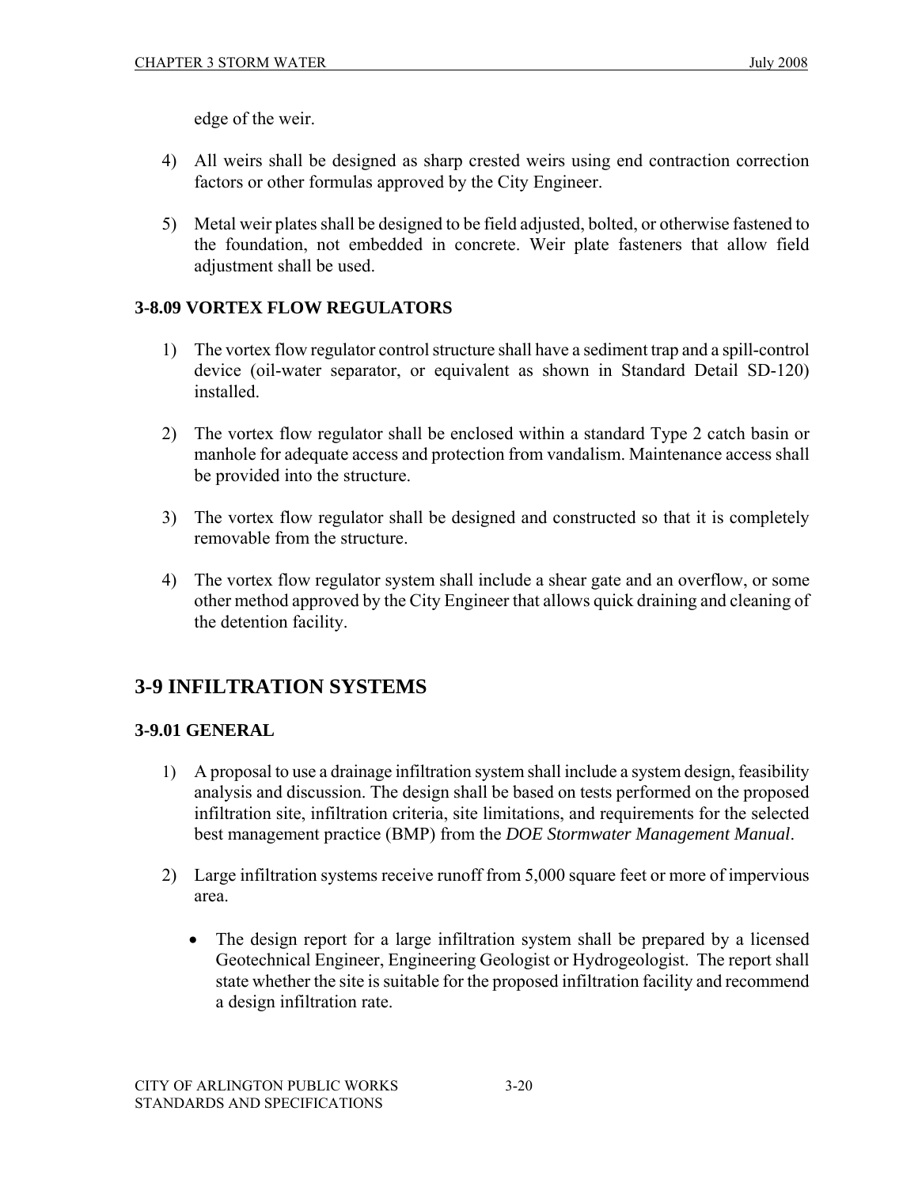edge of the weir.

4) All weirs shall be designed as sharp crested weirs using end contraction correction factors or other formulas approved by the City Engineer.

5) Metal weir plates shall be designed to be field adjusted, bolted, or otherwise fastened to the foundation, not embedded in concrete. Weir plate fasteners that allow field adjustment shall be used.

### 3-8.09 VORTEX FLOW REGULATORS

1) The vortex flow regulator control structure shall have a sediment trap and a spill-control device (oil-water separator, or equivalent as shown in Standard Detail SD-120) installed.

2) The vortex flow regulator shall be enclosed within a standard Type 2 catch basin or manhole for adequate access and protection from vandalism. Maintenance access shall be provided into the structure.

3) The vortex flow regulator shall be designed and constructed so that it is completely removable from the structure.

4) The vortex flow regulator system shall include a shear gate and an overflow, or some other method approved by the City Engineer that allows quick draining and cleaning of the detention facility.

## 3-9 INFILTRATION SYSTEMS

### 3-9.01 GENERAL

1) A proposal to use a drainage infiltration system shall include a system design, feasibility analysis and discussion. The design shall be based on tests performed on the proposed infiltration site, infiltration criteria, site limitations, and requirements for the selected best management practice (BMP) from the *DOE Stormwater Management Manual*.

2) Large infiltration systems receive runoff from 5,000 square feet or more of impervious area.

   - The design report for a large infiltration system shall be prepared by a licensed Geotechnical Engineer, Engineering Geologist or Hydrogeologist. The report shall state whether the site is suitable for the proposed infiltration facility and recommend a design infiltration rate.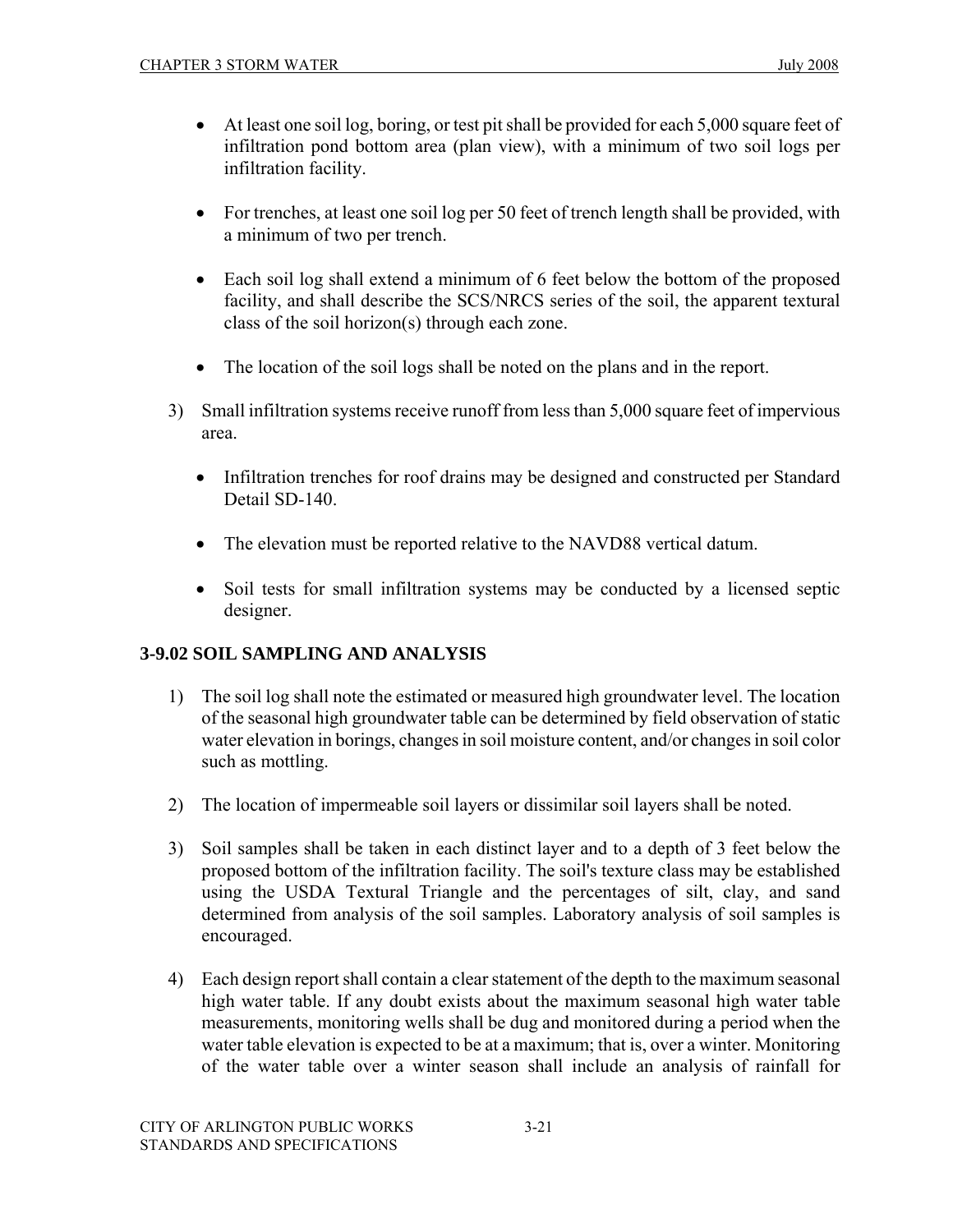- At least one soil log, boring, or test pit shall be provided for each 5,000 square feet of infiltration pond bottom area (plan view), with a minimum of two soil logs per infiltration facility.

- For trenches, at least one soil log per 50 feet of trench length shall be provided, with a minimum of two per trench.

- Each soil log shall extend a minimum of 6 feet below the bottom of the proposed facility, and shall describe the SCS/NRCS series of the soil, the apparent textural class of the soil horizon(s) through each zone.

- The location of the soil logs shall be noted on the plans and in the report.

3) Small infiltration systems receive runoff from less than 5,000 square feet of impervious area.

   - Infiltration trenches for roof drains may be designed and constructed per Standard Detail SD-140.

   - The elevation must be reported relative to the NAVD88 vertical datum.

   - Soil tests for small infiltration systems may be conducted by a licensed septic designer.

### 3-9.02 SOIL SAMPLING AND ANALYSIS

1) The soil log shall note the estimated or measured high groundwater level. The location of the seasonal high groundwater table can be determined by field observation of static water elevation in borings, changes in soil moisture content, and/or changes in soil color such as mottling.

2) The location of impermeable soil layers or dissimilar soil layers shall be noted.

3) Soil samples shall be taken in each distinct layer and to a depth of 3 feet below the proposed bottom of the infiltration facility. The soil's texture class may be established using the USDA Textural Triangle and the percentages of silt, clay, and sand determined from analysis of the soil samples. Laboratory analysis of soil samples is encouraged.

4) Each design report shall contain a clear statement of the depth to the maximum seasonal high water table. If any doubt exists about the maximum seasonal high water table measurements, monitoring wells shall be dug and monitored during a period when the water table elevation is expected to be at a maximum; that is, over a winter. Monitoring of the water table over a winter season shall include an analysis of rainfall for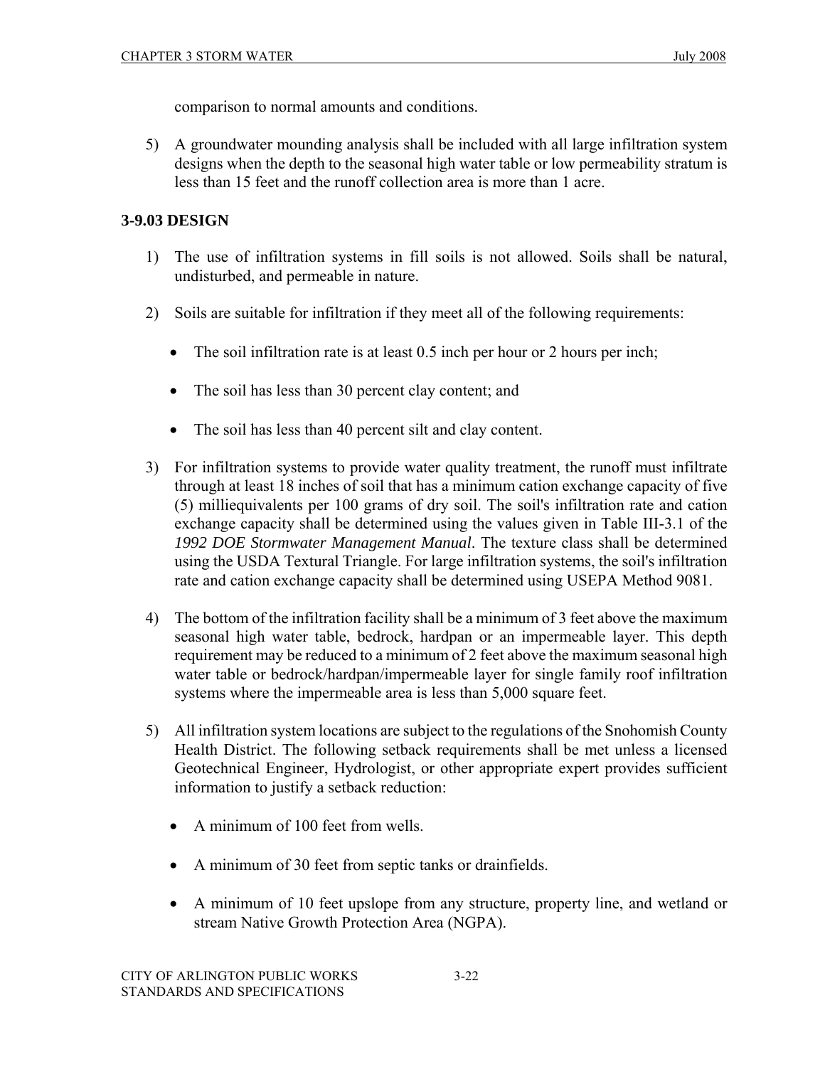comparison to normal amounts and conditions.

5) A groundwater mounding analysis shall be included with all large infiltration system designs when the depth to the seasonal high water table or low permeability stratum is less than 15 feet and the runoff collection area is more than 1 acre.

### 3-9.03 DESIGN

1) The use of infiltration systems in fill soils is not allowed. Soils shall be natural, undisturbed, and permeable in nature.

2) Soils are suitable for infiltration if they meet all of the following requirements:

   - The soil infiltration rate is at least 0.5 inch per hour or 2 hours per inch;
   - The soil has less than 30 percent clay content; and
   - The soil has less than 40 percent silt and clay content.

3) For infiltration systems to provide water quality treatment, the runoff must infiltrate through at least 18 inches of soil that has a minimum cation exchange capacity of five (5) milliequivalents per 100 grams of dry soil. The soil's infiltration rate and cation exchange capacity shall be determined using the values given in Table III-3.1 of the *1992 DOE Stormwater Management Manual*. The texture class shall be determined using the USDA Textural Triangle. For large infiltration systems, the soil's infiltration rate and cation exchange capacity shall be determined using USEPA Method 9081.

4) The bottom of the infiltration facility shall be a minimum of 3 feet above the maximum seasonal high water table, bedrock, hardpan or an impermeable layer. This depth requirement may be reduced to a minimum of 2 feet above the maximum seasonal high water table or bedrock/hardpan/impermeable layer for single family roof infiltration systems where the impermeable area is less than 5,000 square feet.

5) All infiltration system locations are subject to the regulations of the Snohomish County Health District. The following setback requirements shall be met unless a licensed Geotechnical Engineer, Hydrologist, or other appropriate expert provides sufficient information to justify a setback reduction:

   - A minimum of 100 feet from wells.
   - A minimum of 30 feet from septic tanks or drainfields.
   - A minimum of 10 feet upslope from any structure, property line, and wetland or stream Native Growth Protection Area (NGPA).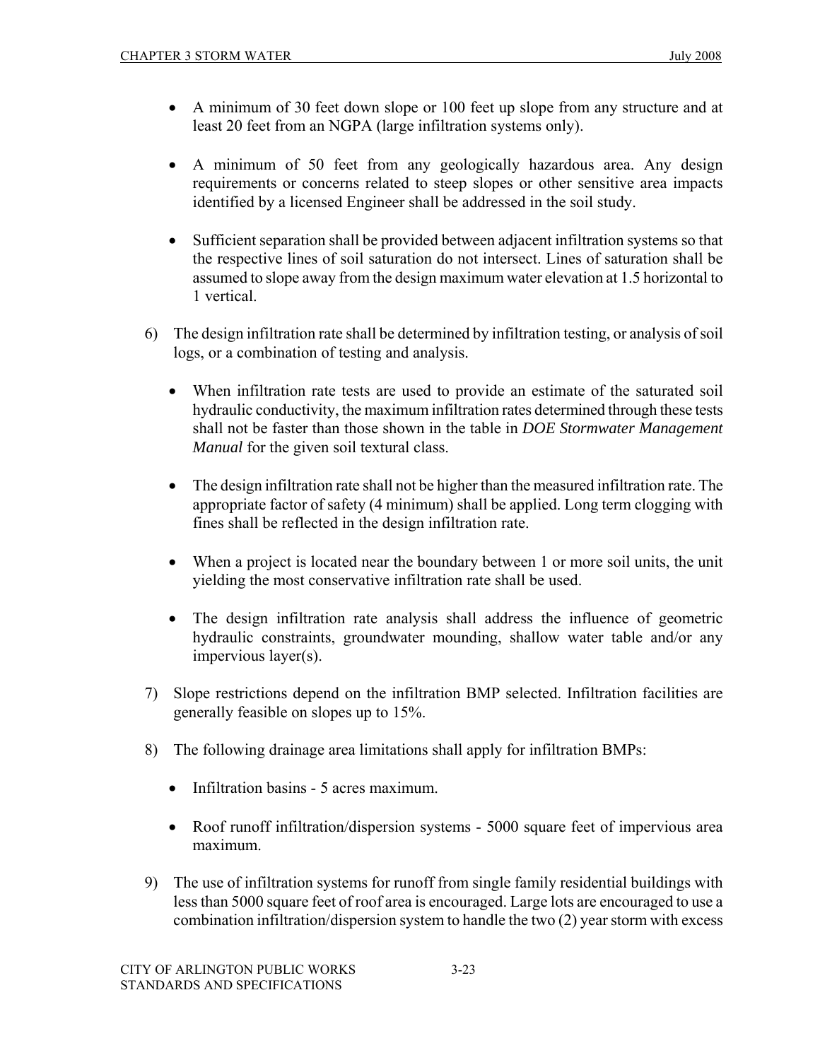- A minimum of 30 feet down slope or 100 feet up slope from any structure and at least 20 feet from an NGPA (large infiltration systems only).

- A minimum of 50 feet from any geologically hazardous area. Any design requirements or concerns related to steep slopes or other sensitive area impacts identified by a licensed Engineer shall be addressed in the soil study.

- Sufficient separation shall be provided between adjacent infiltration systems so that the respective lines of soil saturation do not intersect. Lines of saturation shall be assumed to slope away from the design maximum water elevation at 1.5 horizontal to 1 vertical.

6) The design infiltration rate shall be determined by infiltration testing, or analysis of soil logs, or a combination of testing and analysis.

   - When infiltration rate tests are used to provide an estimate of the saturated soil hydraulic conductivity, the maximum infiltration rates determined through these tests shall not be faster than those shown in the table in *DOE Stormwater Management Manual* for the given soil textural class.

   - The design infiltration rate shall not be higher than the measured infiltration rate. The appropriate factor of safety (4 minimum) shall be applied. Long term clogging with fines shall be reflected in the design infiltration rate.

   - When a project is located near the boundary between 1 or more soil units, the unit yielding the most conservative infiltration rate shall be used.

   - The design infiltration rate analysis shall address the influence of geometric hydraulic constraints, groundwater mounding, shallow water table and/or any impervious layer(s).

7) Slope restrictions depend on the infiltration BMP selected. Infiltration facilities are generally feasible on slopes up to 15%.

8) The following drainage area limitations shall apply for infiltration BMPs:

   - Infiltration basins - 5 acres maximum.

   - Roof runoff infiltration/dispersion systems - 5000 square feet of impervious area maximum.

9) The use of infiltration systems for runoff from single family residential buildings with less than 5000 square feet of roof area is encouraged. Large lots are encouraged to use a combination infiltration/dispersion system to handle the two (2) year storm with excess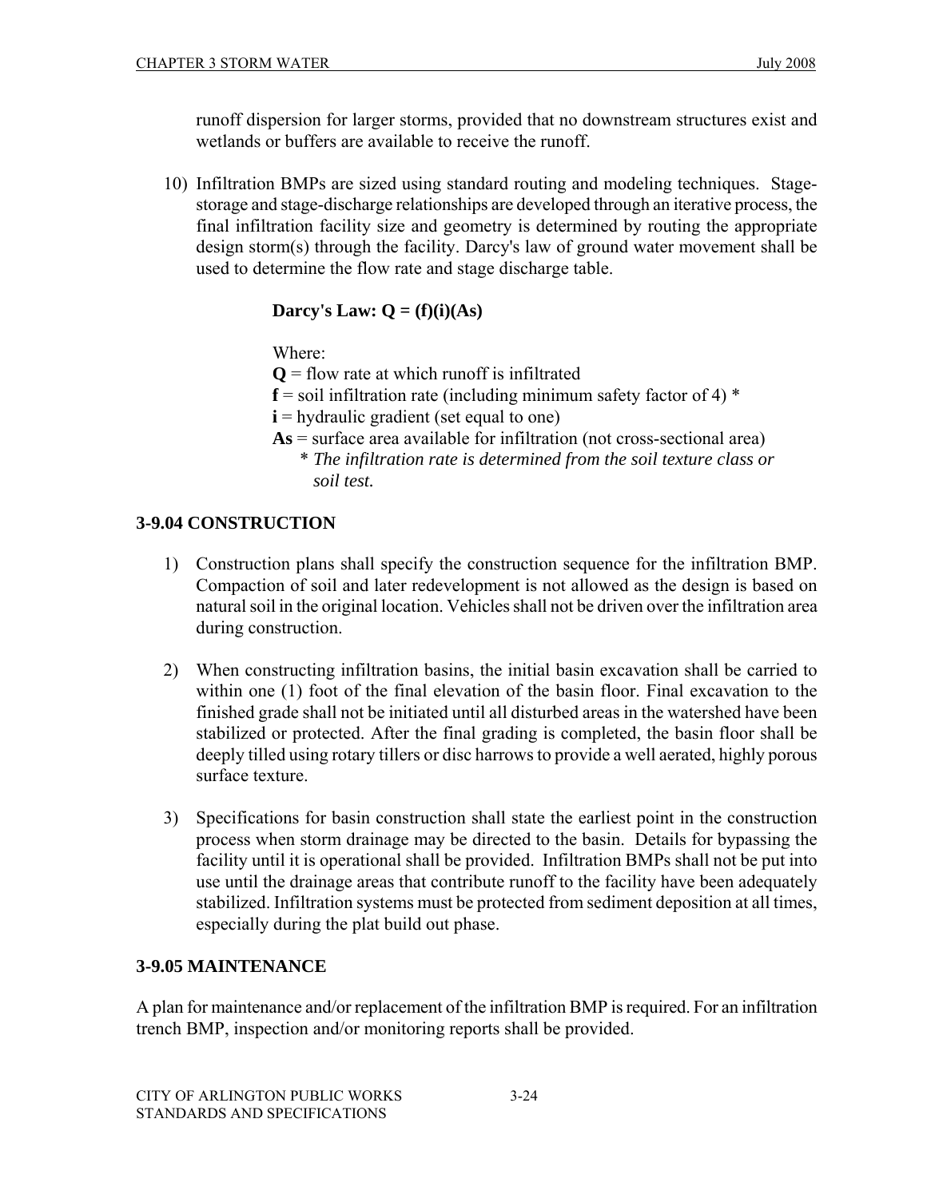runoff dispersion for larger storms, provided that no downstream structures exist and wetlands or buffers are available to receive the runoff.

10) Infiltration BMPs are sized using standard routing and modeling techniques. Stage-storage and stage-discharge relationships are developed through an iterative process, the final infiltration facility size and geometry is determined by routing the appropriate design storm(s) through the facility. Darcy's law of ground water movement shall be used to determine the flow rate and stage discharge table.

    **Darcy's Law: Q = (f)(i)(As)**

    Where:
    **Q** = flow rate at which runoff is infiltrated
    **f** = soil infiltration rate (including minimum safety factor of 4) *
    **i** = hydraulic gradient (set equal to one)
    **As** = surface area available for infiltration (not cross-sectional area)
    \* *The infiltration rate is determined from the soil texture class or soil test.*

## 3-9.04 CONSTRUCTION

1) Construction plans shall specify the construction sequence for the infiltration BMP. Compaction of soil and later redevelopment is not allowed as the design is based on natural soil in the original location. Vehicles shall not be driven over the infiltration area during construction.

2) When constructing infiltration basins, the initial basin excavation shall be carried to within one (1) foot of the final elevation of the basin floor. Final excavation to the finished grade shall not be initiated until all disturbed areas in the watershed have been stabilized or protected. After the final grading is completed, the basin floor shall be deeply tilled using rotary tillers or disc harrows to provide a well aerated, highly porous surface texture.

3) Specifications for basin construction shall state the earliest point in the construction process when storm drainage may be directed to the basin. Details for bypassing the facility until it is operational shall be provided. Infiltration BMPs shall not be put into use until the drainage areas that contribute runoff to the facility have been adequately stabilized. Infiltration systems must be protected from sediment deposition at all times, especially during the plat build out phase.

## 3-9.05 MAINTENANCE

A plan for maintenance and/or replacement of the infiltration BMP is required. For an infiltration trench BMP, inspection and/or monitoring reports shall be provided.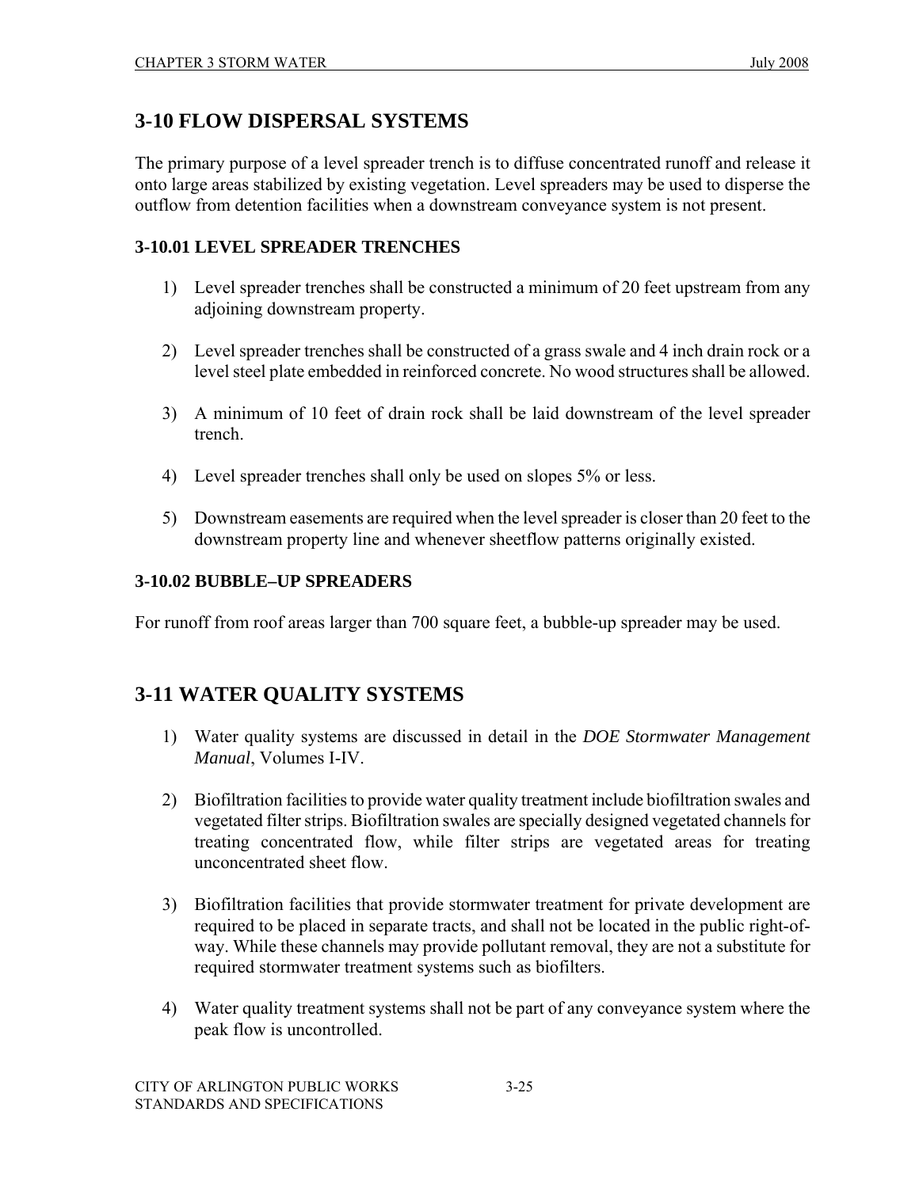## 3-10 FLOW DISPERSAL SYSTEMS

The primary purpose of a level spreader trench is to diffuse concentrated runoff and release it onto large areas stabilized by existing vegetation. Level spreaders may be used to disperse the outflow from detention facilities when a downstream conveyance system is not present.

### 3-10.01 LEVEL SPREADER TRENCHES

1) Level spreader trenches shall be constructed a minimum of 20 feet upstream from any adjoining downstream property.

2) Level spreader trenches shall be constructed of a grass swale and 4 inch drain rock or a level steel plate embedded in reinforced concrete. No wood structures shall be allowed.

3) A minimum of 10 feet of drain rock shall be laid downstream of the level spreader trench.

4) Level spreader trenches shall only be used on slopes 5% or less.

5) Downstream easements are required when the level spreader is closer than 20 feet to the downstream property line and whenever sheetflow patterns originally existed.

### 3-10.02 BUBBLE–UP SPREADERS

For runoff from roof areas larger than 700 square feet, a bubble-up spreader may be used.

## 3-11 WATER QUALITY SYSTEMS

1) Water quality systems are discussed in detail in the *DOE Stormwater Management Manual*, Volumes I-IV.

2) Biofiltration facilities to provide water quality treatment include biofiltration swales and vegetated filter strips. Biofiltration swales are specially designed vegetated channels for treating concentrated flow, while filter strips are vegetated areas for treating unconcentrated sheet flow.

3) Biofiltration facilities that provide stormwater treatment for private development are required to be placed in separate tracts, and shall not be located in the public right-of-way. While these channels may provide pollutant removal, they are not a substitute for required stormwater treatment systems such as biofilters.

4) Water quality treatment systems shall not be part of any conveyance system where the peak flow is uncontrolled.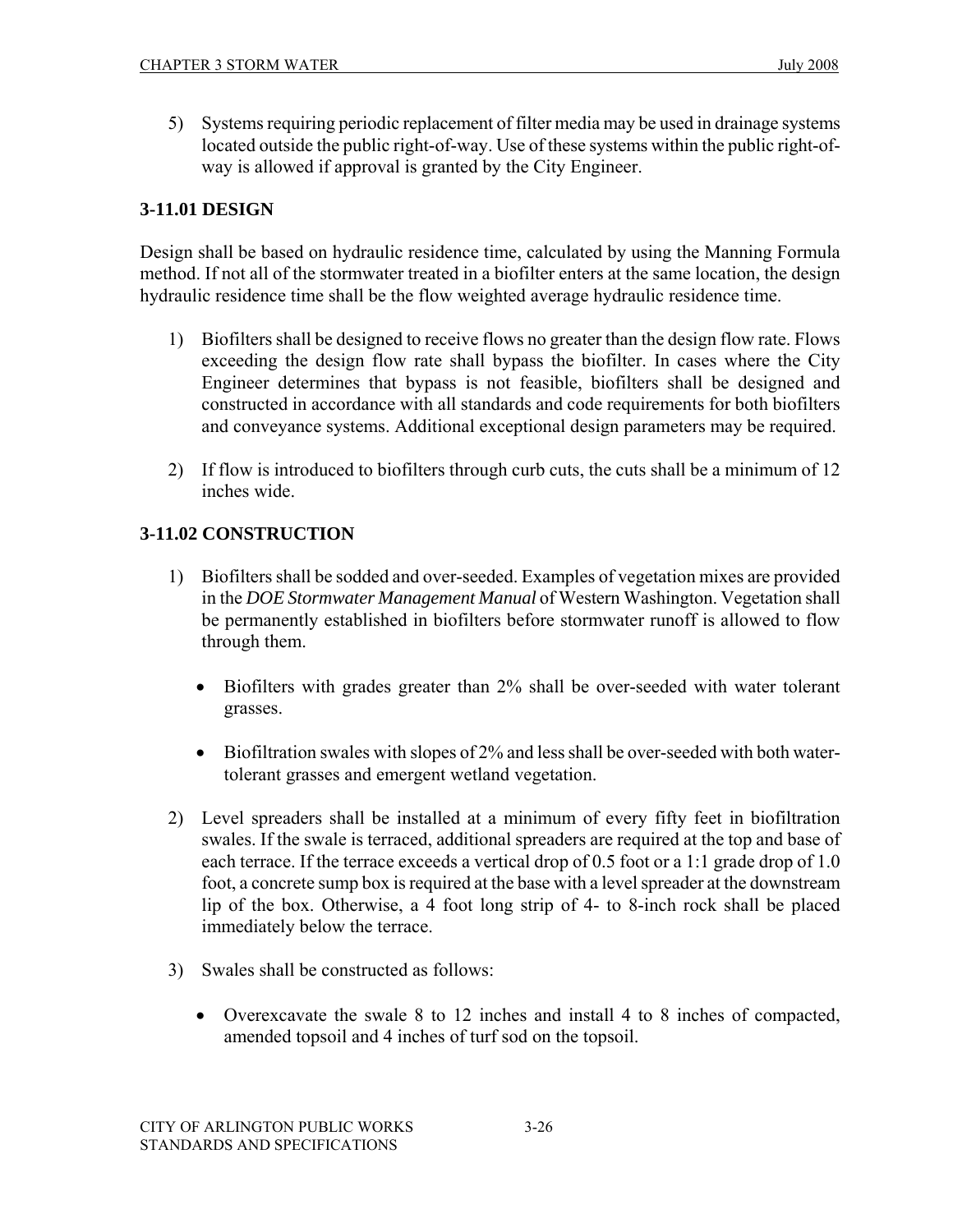5) Systems requiring periodic replacement of filter media may be used in drainage systems located outside the public right-of-way. Use of these systems within the public right-of-way is allowed if approval is granted by the City Engineer.

### 3-11.01 DESIGN

Design shall be based on hydraulic residence time, calculated by using the Manning Formula method. If not all of the stormwater treated in a biofilter enters at the same location, the design hydraulic residence time shall be the flow weighted average hydraulic residence time.

1) Biofilters shall be designed to receive flows no greater than the design flow rate. Flows exceeding the design flow rate shall bypass the biofilter. In cases where the City Engineer determines that bypass is not feasible, biofilters shall be designed and constructed in accordance with all standards and code requirements for both biofilters and conveyance systems. Additional exceptional design parameters may be required.

2) If flow is introduced to biofilters through curb cuts, the cuts shall be a minimum of 12 inches wide.

### 3-11.02 CONSTRUCTION

1) Biofilters shall be sodded and over-seeded. Examples of vegetation mixes are provided in the *DOE Stormwater Management Manual* of Western Washington. Vegetation shall be permanently established in biofilters before stormwater runoff is allowed to flow through them.

   - Biofilters with grades greater than 2% shall be over-seeded with water tolerant grasses.

   - Biofiltration swales with slopes of 2% and less shall be over-seeded with both water-tolerant grasses and emergent wetland vegetation.

2) Level spreaders shall be installed at a minimum of every fifty feet in biofiltration swales. If the swale is terraced, additional spreaders are required at the top and base of each terrace. If the terrace exceeds a vertical drop of 0.5 foot or a 1:1 grade drop of 1.0 foot, a concrete sump box is required at the base with a level spreader at the downstream lip of the box. Otherwise, a 4 foot long strip of 4- to 8-inch rock shall be placed immediately below the terrace.

3) Swales shall be constructed as follows:

   - Overexcavate the swale 8 to 12 inches and install 4 to 8 inches of compacted, amended topsoil and 4 inches of turf sod on the topsoil.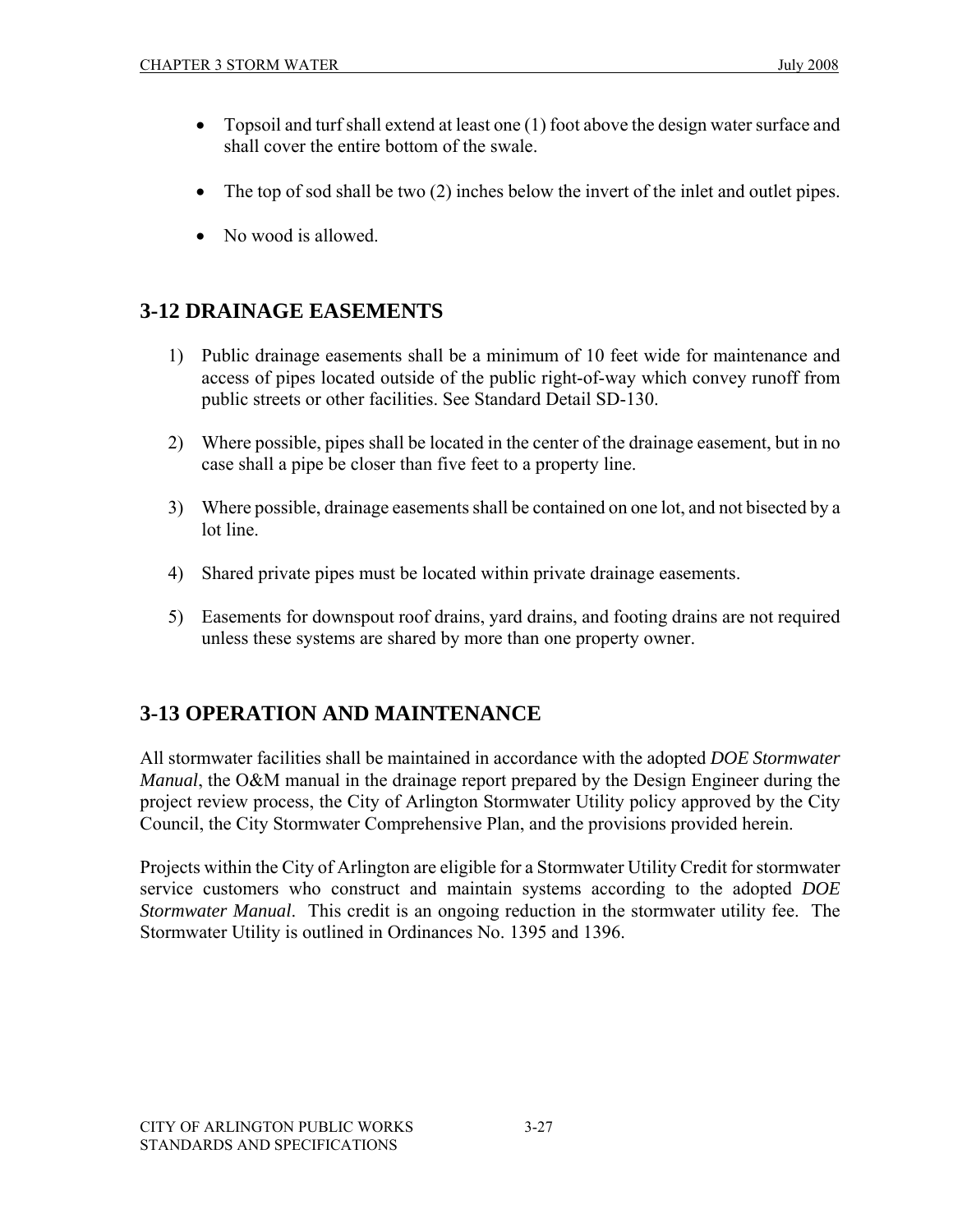- Topsoil and turf shall extend at least one (1) foot above the design water surface and shall cover the entire bottom of the swale.
- The top of sod shall be two (2) inches below the invert of the inlet and outlet pipes.
- No wood is allowed.

## 3-12 DRAINAGE EASEMENTS

1) Public drainage easements shall be a minimum of 10 feet wide for maintenance and access of pipes located outside of the public right-of-way which convey runoff from public streets or other facilities. See Standard Detail SD-130.
2) Where possible, pipes shall be located in the center of the drainage easement, but in no case shall a pipe be closer than five feet to a property line.
3) Where possible, drainage easements shall be contained on one lot, and not bisected by a lot line.
4) Shared private pipes must be located within private drainage easements.
5) Easements for downspout roof drains, yard drains, and footing drains are not required unless these systems are shared by more than one property owner.

## 3-13 OPERATION AND MAINTENANCE

All stormwater facilities shall be maintained in accordance with the adopted *DOE Stormwater Manual*, the O&M manual in the drainage report prepared by the Design Engineer during the project review process, the City of Arlington Stormwater Utility policy approved by the City Council, the City Stormwater Comprehensive Plan, and the provisions provided herein.

Projects within the City of Arlington are eligible for a Stormwater Utility Credit for stormwater service customers who construct and maintain systems according to the adopted *DOE Stormwater Manual*. This credit is an ongoing reduction in the stormwater utility fee. The Stormwater Utility is outlined in Ordinances No. 1395 and 1396.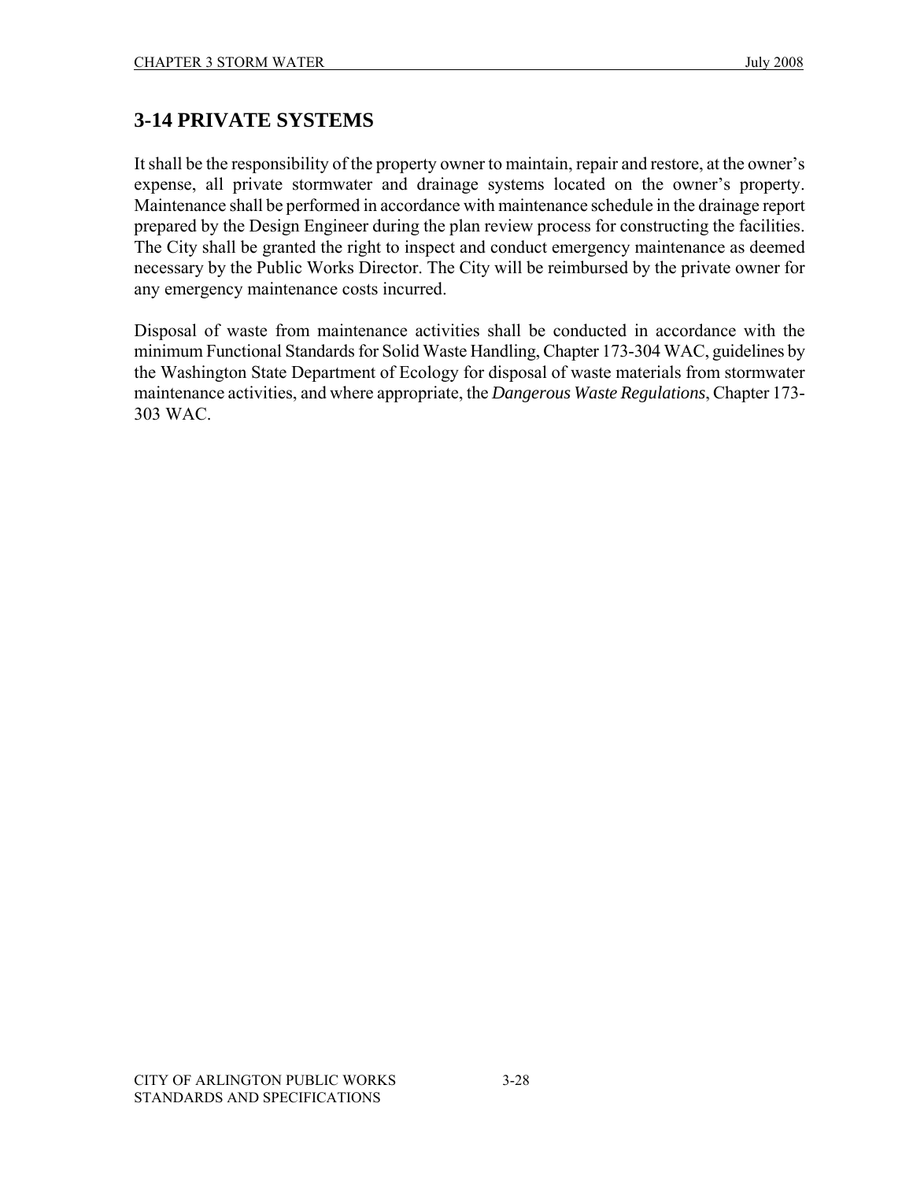## 3-14 PRIVATE SYSTEMS

It shall be the responsibility of the property owner to maintain, repair and restore, at the owner's expense, all private stormwater and drainage systems located on the owner's property. Maintenance shall be performed in accordance with maintenance schedule in the drainage report prepared by the Design Engineer during the plan review process for constructing the facilities. The City shall be granted the right to inspect and conduct emergency maintenance as deemed necessary by the Public Works Director. The City will be reimbursed by the private owner for any emergency maintenance costs incurred.

Disposal of waste from maintenance activities shall be conducted in accordance with the minimum Functional Standards for Solid Waste Handling, Chapter 173-304 WAC, guidelines by the Washington State Department of Ecology for disposal of waste materials from stormwater maintenance activities, and where appropriate, the *Dangerous Waste Regulations*, Chapter 173-303 WAC.